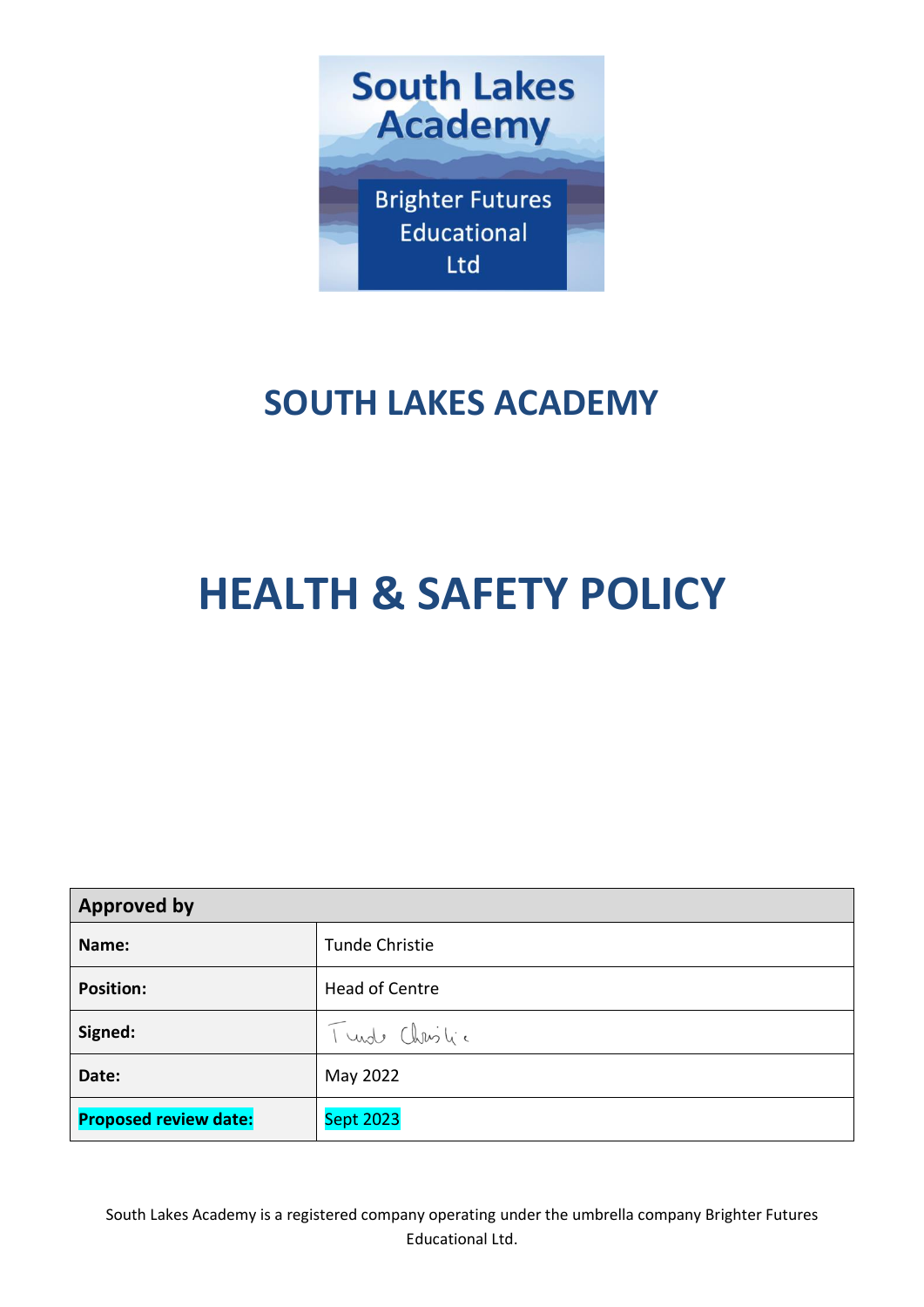South Lakes Academy

Brighter Futures Educational Ltd

# SOUTH LAKES ACADEMY

# HEALTH & SAFETY POLICY

| **Approved by** | |
|---|---|
| **Name:** | Tunde Christie |
| **Position:** | Head of Centre |
| **Signed:** | Tunde Christie |
| **Date:** | May 2022 |
| **Proposed review date:** | Sept 2023 |

South Lakes Academy is a registered company operating under the umbrella company Brighter Futures Educational Ltd.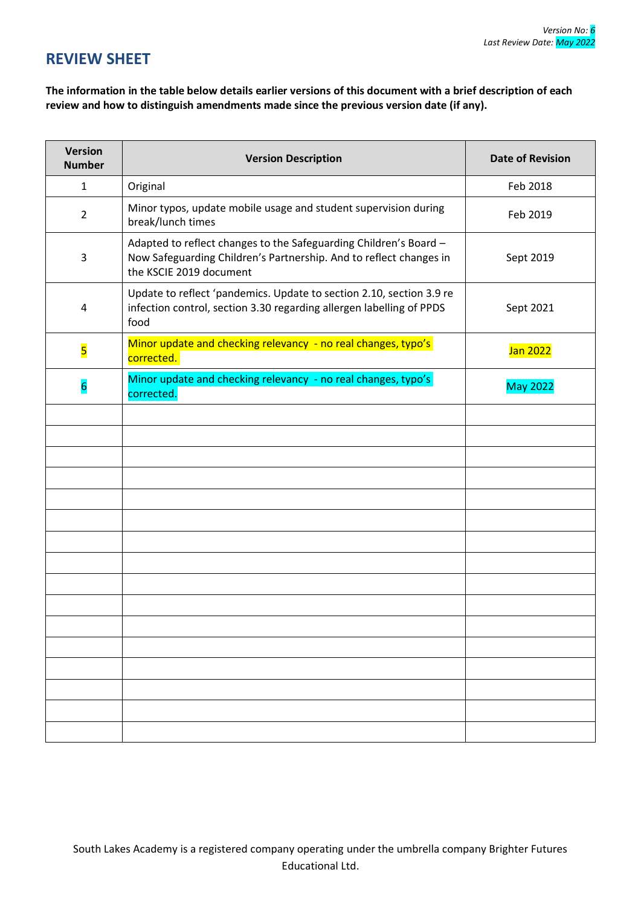Version No: 6
Last Review Date: May 2022

## REVIEW SHEET

**The information in the table below details earlier versions of this document with a brief description of each review and how to distinguish amendments made since the previous version date (if any).**

| Version Number | Version Description | Date of Revision |
|---|---|---|
| 1 | Original | Feb 2018 |
| 2 | Minor typos, update mobile usage and student supervision during break/lunch times | Feb 2019 |
| 3 | Adapted to reflect changes to the Safeguarding Children's Board – Now Safeguarding Children's Partnership. And to reflect changes in the KSCIE 2019 document | Sept 2019 |
| 4 | Update to reflect 'pandemics. Update to section 2.10, section 3.9 re infection control, section 3.30 regarding allergen labelling of PPDS food | Sept 2021 |
| 5 | Minor update and checking relevancy - no real changes, typo's corrected. | Jan 2022 |
| 6 | Minor update and checking relevancy - no real changes, typo's corrected. | May 2022 |
| | | |
| | | |
| | | |
| | | |
| | | |
| | | |
| | | |
| | | |
| | | |
| | | |
| | | |
| | | |
| | | |
| | | |
| | | |
| | | |

South Lakes Academy is a registered company operating under the umbrella company Brighter Futures Educational Ltd.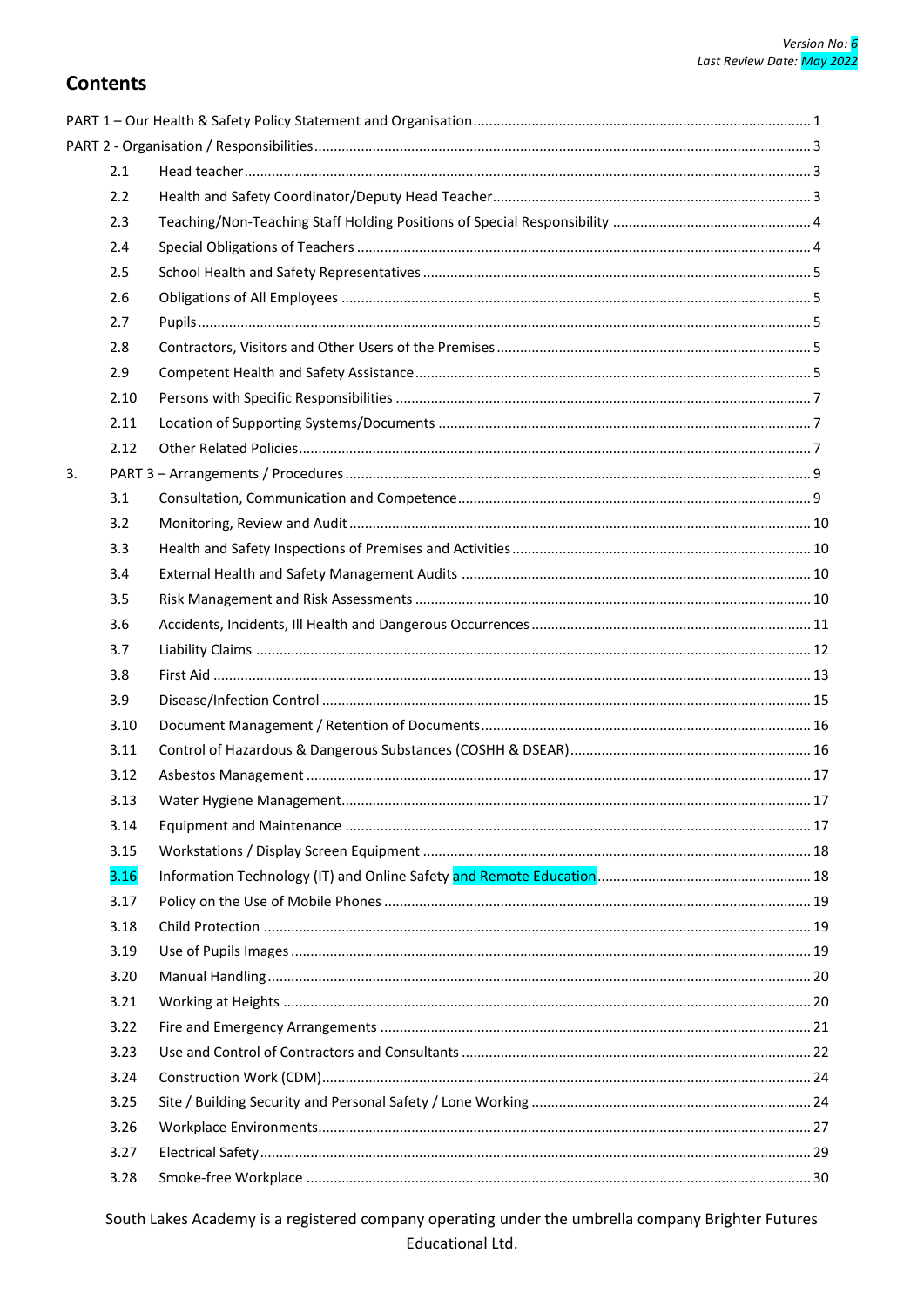*Version No: 6*
*Last Review Date: May 2022*

# Contents

PART 1 – Our Health & Safety Policy Statement and Organisation ........ 1

PART 2 - Organisation / Responsibilities ........ 3

| | | |
|---|---|---|
| 2.1 | Head teacher | 3 |
| 2.2 | Health and Safety Coordinator/Deputy Head Teacher | 3 |
| 2.3 | Teaching/Non-Teaching Staff Holding Positions of Special Responsibility | 4 |
| 2.4 | Special Obligations of Teachers | 4 |
| 2.5 | School Health and Safety Representatives | 5 |
| 2.6 | Obligations of All Employees | 5 |
| 2.7 | Pupils | 5 |
| 2.8 | Contractors, Visitors and Other Users of the Premises | 5 |
| 2.9 | Competent Health and Safety Assistance | 5 |
| 2.10 | Persons with Specific Responsibilities | 7 |
| 2.11 | Location of Supporting Systems/Documents | 7 |
| 2.12 | Other Related Policies | 7 |

3. PART 3 – Arrangements / Procedures ........ 9

| | | |
|---|---|---|
| 3.1 | Consultation, Communication and Competence | 9 |
| 3.2 | Monitoring, Review and Audit | 10 |
| 3.3 | Health and Safety Inspections of Premises and Activities | 10 |
| 3.4 | External Health and Safety Management Audits | 10 |
| 3.5 | Risk Management and Risk Assessments | 10 |
| 3.6 | Accidents, Incidents, Ill Health and Dangerous Occurrences | 11 |
| 3.7 | Liability Claims | 12 |
| 3.8 | First Aid | 13 |
| 3.9 | Disease/Infection Control | 15 |
| 3.10 | Document Management / Retention of Documents | 16 |
| 3.11 | Control of Hazardous & Dangerous Substances (COSHH & DSEAR) | 16 |
| 3.12 | Asbestos Management | 17 |
| 3.13 | Water Hygiene Management | 17 |
| 3.14 | Equipment and Maintenance | 17 |
| 3.15 | Workstations / Display Screen Equipment | 18 |
| 3.16 | Information Technology (IT) and Online Safety and Remote Education | 18 |
| 3.17 | Policy on the Use of Mobile Phones | 19 |
| 3.18 | Child Protection | 19 |
| 3.19 | Use of Pupils Images | 19 |
| 3.20 | Manual Handling | 20 |
| 3.21 | Working at Heights | 20 |
| 3.22 | Fire and Emergency Arrangements | 21 |
| 3.23 | Use and Control of Contractors and Consultants | 22 |
| 3.24 | Construction Work (CDM) | 24 |
| 3.25 | Site / Building Security and Personal Safety / Lone Working | 24 |
| 3.26 | Workplace Environments | 27 |
| 3.27 | Electrical Safety | 29 |
| 3.28 | Smoke-free Workplace | 30 |

South Lakes Academy is a registered company operating under the umbrella company Brighter Futures Educational Ltd.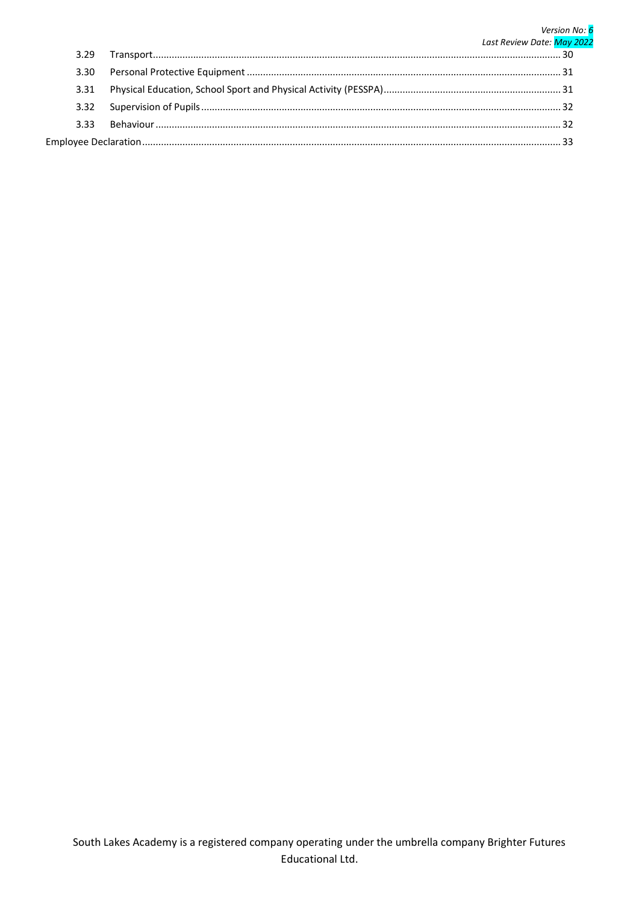| | | |
|---|---|---|
| 3.29 | Transport | 30 |
| 3.30 | Personal Protective Equipment | 31 |
| 3.31 | Physical Education, School Sport and Physical Activity (PESSPA) | 31 |
| 3.32 | Supervision of Pupils | 32 |
| 3.33 | Behaviour | 32 |
| Employee Declaration | | 33 |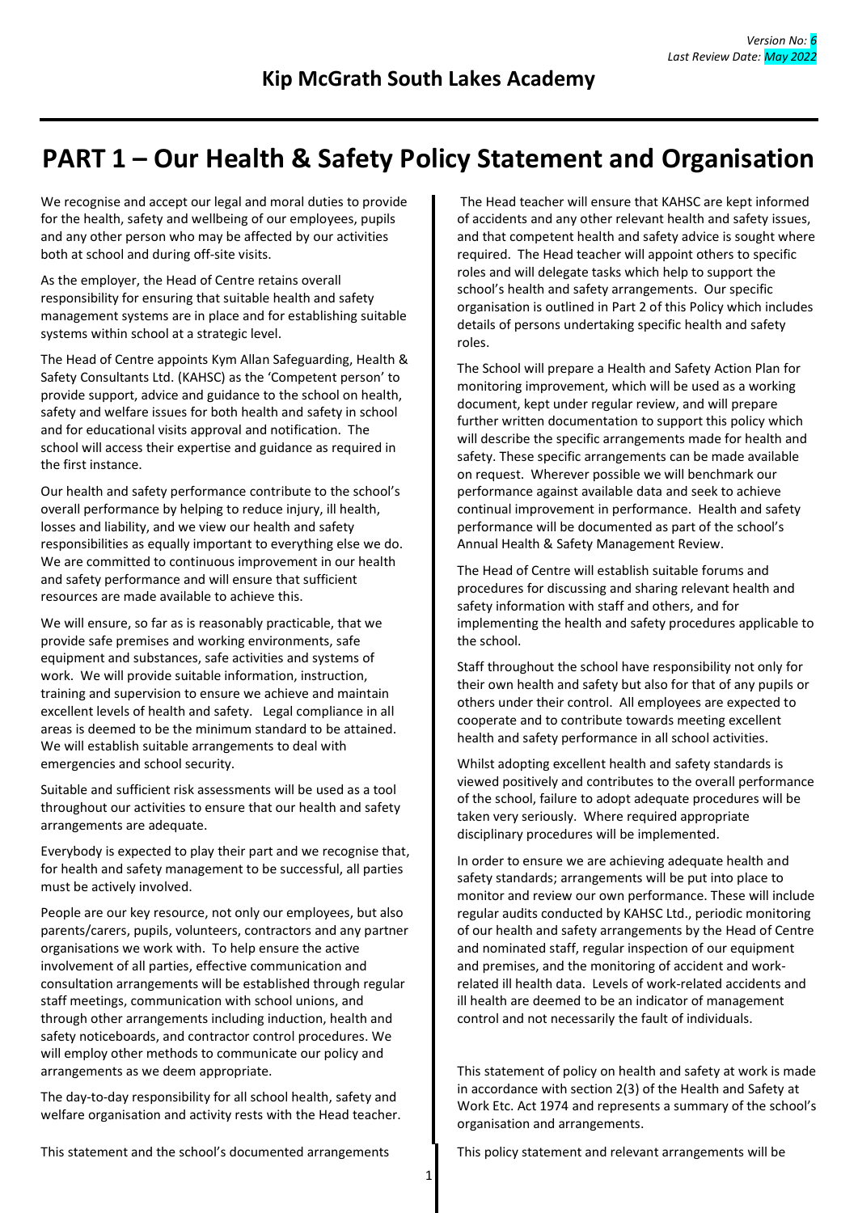*Version No: 6*
*Last Review Date: May 2022*

## Kip McGrath South Lakes Academy

# PART 1 – Our Health & Safety Policy Statement and Organisation

We recognise and accept our legal and moral duties to provide for the health, safety and wellbeing of our employees, pupils and any other person who may be affected by our activities both at school and during off-site visits.

As the employer, the Head of Centre retains overall responsibility for ensuring that suitable health and safety management systems are in place and for establishing suitable systems within school at a strategic level.

The Head of Centre appoints Kym Allan Safeguarding, Health & Safety Consultants Ltd. (KAHSC) as the 'Competent person' to provide support, advice and guidance to the school on health, safety and welfare issues for both health and safety in school and for educational visits approval and notification. The school will access their expertise and guidance as required in the first instance.

Our health and safety performance contribute to the school's overall performance by helping to reduce injury, ill health, losses and liability, and we view our health and safety responsibilities as equally important to everything else we do. We are committed to continuous improvement in our health and safety performance and will ensure that sufficient resources are made available to achieve this.

We will ensure, so far as is reasonably practicable, that we provide safe premises and working environments, safe equipment and substances, safe activities and systems of work. We will provide suitable information, instruction, training and supervision to ensure we achieve and maintain excellent levels of health and safety. Legal compliance in all areas is deemed to be the minimum standard to be attained. We will establish suitable arrangements to deal with emergencies and school security.

Suitable and sufficient risk assessments will be used as a tool throughout our activities to ensure that our health and safety arrangements are adequate.

Everybody is expected to play their part and we recognise that, for health and safety management to be successful, all parties must be actively involved.

People are our key resource, not only our employees, but also parents/carers, pupils, volunteers, contractors and any partner organisations we work with. To help ensure the active involvement of all parties, effective communication and consultation arrangements will be established through regular staff meetings, communication with school unions, and through other arrangements including induction, health and safety noticeboards, and contractor control procedures. We will employ other methods to communicate our policy and arrangements as we deem appropriate.

The day-to-day responsibility for all school health, safety and welfare organisation and activity rests with the Head teacher.

The Head teacher will ensure that KAHSC are kept informed of accidents and any other relevant health and safety issues, and that competent health and safety advice is sought where required. The Head teacher will appoint others to specific roles and will delegate tasks which help to support the school's health and safety arrangements. Our specific organisation is outlined in Part 2 of this Policy which includes details of persons undertaking specific health and safety roles.

The School will prepare a Health and Safety Action Plan for monitoring improvement, which will be used as a working document, kept under regular review, and will prepare further written documentation to support this policy which will describe the specific arrangements made for health and safety. These specific arrangements can be made available on request. Wherever possible we will benchmark our performance against available data and seek to achieve continual improvement in performance. Health and safety performance will be documented as part of the school's Annual Health & Safety Management Review.

The Head of Centre will establish suitable forums and procedures for discussing and sharing relevant health and safety information with staff and others, and for implementing the health and safety procedures applicable to the school.

Staff throughout the school have responsibility not only for their own health and safety but also for that of any pupils or others under their control. All employees are expected to cooperate and to contribute towards meeting excellent health and safety performance in all school activities.

Whilst adopting excellent health and safety standards is viewed positively and contributes to the overall performance of the school, failure to adopt adequate procedures will be taken very seriously. Where required appropriate disciplinary procedures will be implemented.

In order to ensure we are achieving adequate health and safety standards; arrangements will be put into place to monitor and review our own performance. These will include regular audits conducted by KAHSC Ltd., periodic monitoring of our health and safety arrangements by the Head of Centre and nominated staff, regular inspection of our equipment and premises, and the monitoring of accident and work-related ill health data. Levels of work-related accidents and ill health are deemed to be an indicator of management control and not necessarily the fault of individuals.

This statement of policy on health and safety at work is made in accordance with section 2(3) of the Health and Safety at Work Etc. Act 1974 and represents a summary of the school's organisation and arrangements.

This statement and the school's documented arrangements

This policy statement and relevant arrangements will be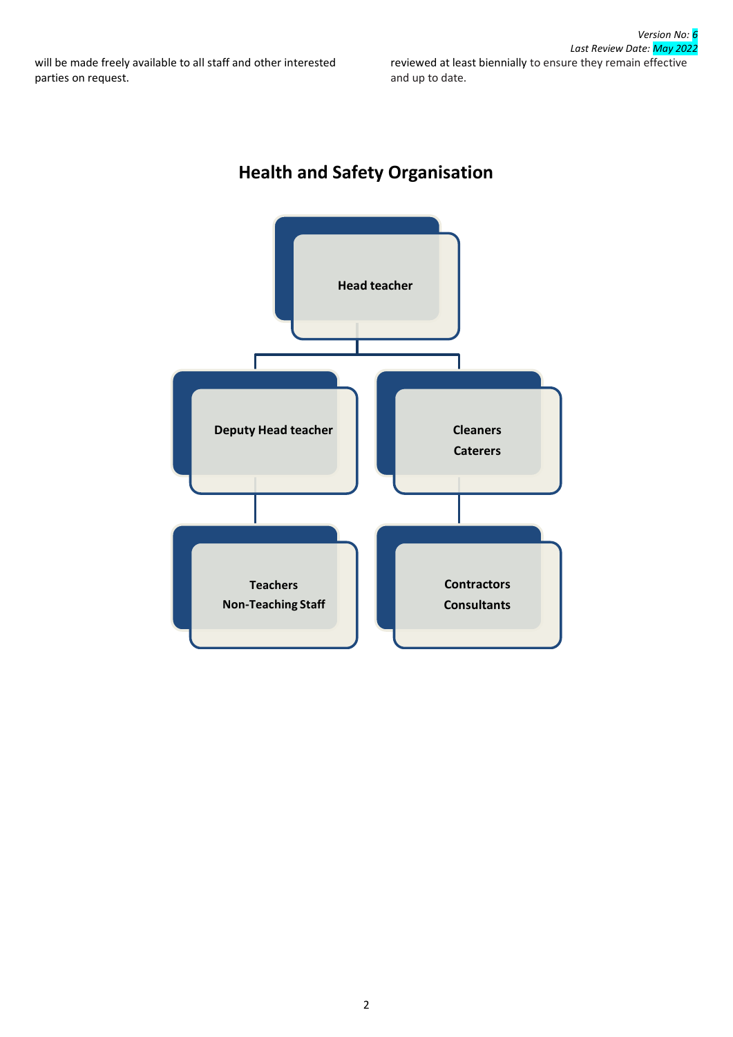will be made freely available to all staff and other interested parties on request.

reviewed at least biennially to ensure they remain effective and up to date.

## Health and Safety Organisation

- **Head teacher**
  - **Deputy Head teacher**
    - **Teachers**
    - **Non-Teaching Staff**
  - **Cleaners**
  - **Caterers**
    - **Contractors**
    - **Consultants**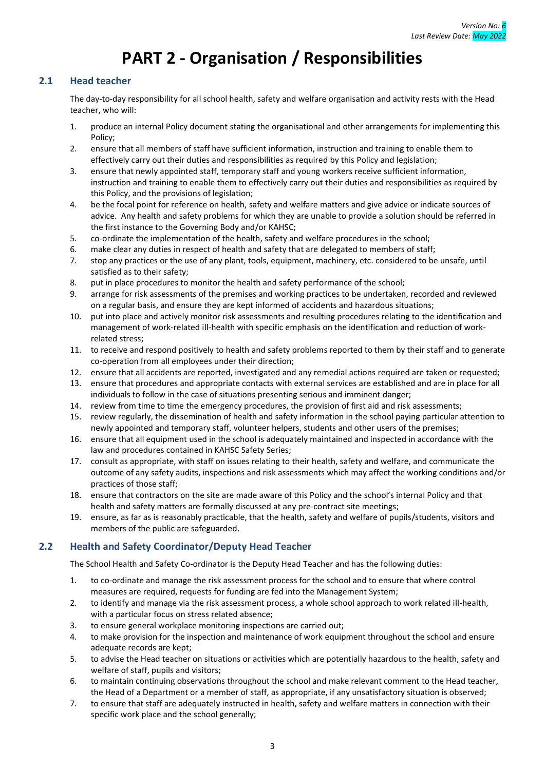*Version No: 6*
*Last Review Date: May 2022*

# PART 2 - Organisation / Responsibilities

## 2.1 Head teacher

The day-to-day responsibility for all school health, safety and welfare organisation and activity rests with the Head teacher, who will:

1. produce an internal Policy document stating the organisational and other arrangements for implementing this Policy;
2. ensure that all members of staff have sufficient information, instruction and training to enable them to effectively carry out their duties and responsibilities as required by this Policy and legislation;
3. ensure that newly appointed staff, temporary staff and young workers receive sufficient information, instruction and training to enable them to effectively carry out their duties and responsibilities as required by this Policy, and the provisions of legislation;
4. be the focal point for reference on health, safety and welfare matters and give advice or indicate sources of advice. Any health and safety problems for which they are unable to provide a solution should be referred in the first instance to the Governing Body and/or KAHSC;
5. co-ordinate the implementation of the health, safety and welfare procedures in the school;
6. make clear any duties in respect of health and safety that are delegated to members of staff;
7. stop any practices or the use of any plant, tools, equipment, machinery, etc. considered to be unsafe, until satisfied as to their safety;
8. put in place procedures to monitor the health and safety performance of the school;
9. arrange for risk assessments of the premises and working practices to be undertaken, recorded and reviewed on a regular basis, and ensure they are kept informed of accidents and hazardous situations;
10. put into place and actively monitor risk assessments and resulting procedures relating to the identification and management of work-related ill-health with specific emphasis on the identification and reduction of work-related stress;
11. to receive and respond positively to health and safety problems reported to them by their staff and to generate co-operation from all employees under their direction;
12. ensure that all accidents are reported, investigated and any remedial actions required are taken or requested;
13. ensure that procedures and appropriate contacts with external services are established and are in place for all individuals to follow in the case of situations presenting serious and imminent danger;
14. review from time to time the emergency procedures, the provision of first aid and risk assessments;
15. review regularly, the dissemination of health and safety information in the school paying particular attention to newly appointed and temporary staff, volunteer helpers, students and other users of the premises;
16. ensure that all equipment used in the school is adequately maintained and inspected in accordance with the law and procedures contained in KAHSC Safety Series;
17. consult as appropriate, with staff on issues relating to their health, safety and welfare, and communicate the outcome of any safety audits, inspections and risk assessments which may affect the working conditions and/or practices of those staff;
18. ensure that contractors on the site are made aware of this Policy and the school's internal Policy and that health and safety matters are formally discussed at any pre-contract site meetings;
19. ensure, as far as is reasonably practicable, that the health, safety and welfare of pupils/students, visitors and members of the public are safeguarded.

## 2.2 Health and Safety Coordinator/Deputy Head Teacher

The School Health and Safety Co-ordinator is the Deputy Head Teacher and has the following duties:

1. to co-ordinate and manage the risk assessment process for the school and to ensure that where control measures are required, requests for funding are fed into the Management System;
2. to identify and manage via the risk assessment process, a whole school approach to work related ill-health, with a particular focus on stress related absence;
3. to ensure general workplace monitoring inspections are carried out;
4. to make provision for the inspection and maintenance of work equipment throughout the school and ensure adequate records are kept;
5. to advise the Head teacher on situations or activities which are potentially hazardous to the health, safety and welfare of staff, pupils and visitors;
6. to maintain continuing observations throughout the school and make relevant comment to the Head teacher, the Head of a Department or a member of staff, as appropriate, if any unsatisfactory situation is observed;
7. to ensure that staff are adequately instructed in health, safety and welfare matters in connection with their specific work place and the school generally;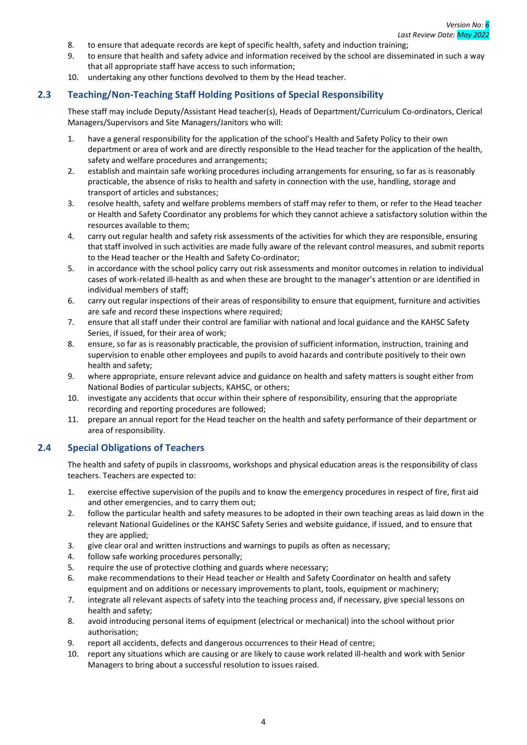8. to ensure that adequate records are kept of specific health, safety and induction training;
9. to ensure that health and safety advice and information received by the school are disseminated in such a way that all appropriate staff have access to such information;
10. undertaking any other functions devolved to them by the Head teacher.

## 2.3 Teaching/Non-Teaching Staff Holding Positions of Special Responsibility

These staff may include Deputy/Assistant Head teacher(s), Heads of Department/Curriculum Co-ordinators, Clerical Managers/Supervisors and Site Managers/Janitors who will:

1. have a general responsibility for the application of the school's Health and Safety Policy to their own department or area of work and are directly responsible to the Head teacher for the application of the health, safety and welfare procedures and arrangements;
2. establish and maintain safe working procedures including arrangements for ensuring, so far as is reasonably practicable, the absence of risks to health and safety in connection with the use, handling, storage and transport of articles and substances;
3. resolve health, safety and welfare problems members of staff may refer to them, or refer to the Head teacher or Health and Safety Coordinator any problems for which they cannot achieve a satisfactory solution within the resources available to them;
4. carry out regular health and safety risk assessments of the activities for which they are responsible, ensuring that staff involved in such activities are made fully aware of the relevant control measures, and submit reports to the Head teacher or the Health and Safety Co-ordinator;
5. in accordance with the school policy carry out risk assessments and monitor outcomes in relation to individual cases of work-related ill-health as and when these are brought to the manager's attention or are identified in individual members of staff;
6. carry out regular inspections of their areas of responsibility to ensure that equipment, furniture and activities are safe and record these inspections where required;
7. ensure that all staff under their control are familiar with national and local guidance and the KAHSC Safety Series, if issued, for their area of work;
8. ensure, so far as is reasonably practicable, the provision of sufficient information, instruction, training and supervision to enable other employees and pupils to avoid hazards and contribute positively to their own health and safety;
9. where appropriate, ensure relevant advice and guidance on health and safety matters is sought either from National Bodies of particular subjects, KAHSC, or others;
10. investigate any accidents that occur within their sphere of responsibility, ensuring that the appropriate recording and reporting procedures are followed;
11. prepare an annual report for the Head teacher on the health and safety performance of their department or area of responsibility.

## 2.4 Special Obligations of Teachers

The health and safety of pupils in classrooms, workshops and physical education areas is the responsibility of class teachers. Teachers are expected to:

1. exercise effective supervision of the pupils and to know the emergency procedures in respect of fire, first aid and other emergencies, and to carry them out;
2. follow the particular health and safety measures to be adopted in their own teaching areas as laid down in the relevant National Guidelines or the KAHSC Safety Series and website guidance, if issued, and to ensure that they are applied;
3. give clear oral and written instructions and warnings to pupils as often as necessary;
4. follow safe working procedures personally;
5. require the use of protective clothing and guards where necessary;
6. make recommendations to their Head teacher or Health and Safety Coordinator on health and safety equipment and on additions or necessary improvements to plant, tools, equipment or machinery;
7. integrate all relevant aspects of safety into the teaching process and, if necessary, give special lessons on health and safety;
8. avoid introducing personal items of equipment (electrical or mechanical) into the school without prior authorisation;
9. report all accidents, defects and dangerous occurrences to their Head of centre;
10. report any situations which are causing or are likely to cause work related ill-health and work with Senior Managers to bring about a successful resolution to issues raised.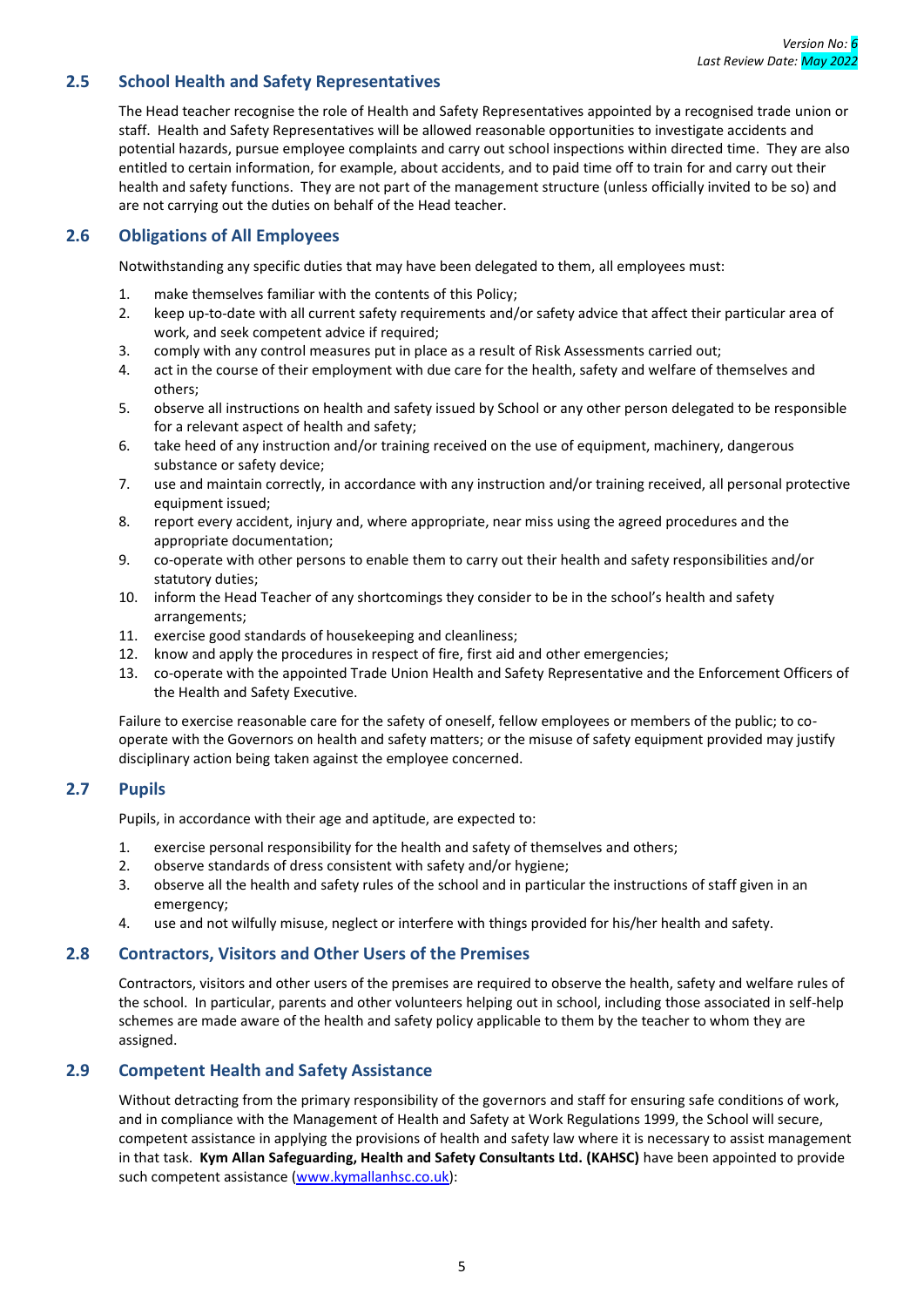## 2.5 School Health and Safety Representatives

The Head teacher recognise the role of Health and Safety Representatives appointed by a recognised trade union or staff. Health and Safety Representatives will be allowed reasonable opportunities to investigate accidents and potential hazards, pursue employee complaints and carry out school inspections within directed time. They are also entitled to certain information, for example, about accidents, and to paid time off to train for and carry out their health and safety functions. They are not part of the management structure (unless officially invited to be so) and are not carrying out the duties on behalf of the Head teacher.

## 2.6 Obligations of All Employees

Notwithstanding any specific duties that may have been delegated to them, all employees must:

1. make themselves familiar with the contents of this Policy;
2. keep up-to-date with all current safety requirements and/or safety advice that affect their particular area of work, and seek competent advice if required;
3. comply with any control measures put in place as a result of Risk Assessments carried out;
4. act in the course of their employment with due care for the health, safety and welfare of themselves and others;
5. observe all instructions on health and safety issued by School or any other person delegated to be responsible for a relevant aspect of health and safety;
6. take heed of any instruction and/or training received on the use of equipment, machinery, dangerous substance or safety device;
7. use and maintain correctly, in accordance with any instruction and/or training received, all personal protective equipment issued;
8. report every accident, injury and, where appropriate, near miss using the agreed procedures and the appropriate documentation;
9. co-operate with other persons to enable them to carry out their health and safety responsibilities and/or statutory duties;
10. inform the Head Teacher of any shortcomings they consider to be in the school's health and safety arrangements;
11. exercise good standards of housekeeping and cleanliness;
12. know and apply the procedures in respect of fire, first aid and other emergencies;
13. co-operate with the appointed Trade Union Health and Safety Representative and the Enforcement Officers of the Health and Safety Executive.

Failure to exercise reasonable care for the safety of oneself, fellow employees or members of the public; to co-operate with the Governors on health and safety matters; or the misuse of safety equipment provided may justify disciplinary action being taken against the employee concerned.

## 2.7 Pupils

Pupils, in accordance with their age and aptitude, are expected to:

1. exercise personal responsibility for the health and safety of themselves and others;
2. observe standards of dress consistent with safety and/or hygiene;
3. observe all the health and safety rules of the school and in particular the instructions of staff given in an emergency;
4. use and not wilfully misuse, neglect or interfere with things provided for his/her health and safety.

## 2.8 Contractors, Visitors and Other Users of the Premises

Contractors, visitors and other users of the premises are required to observe the health, safety and welfare rules of the school. In particular, parents and other volunteers helping out in school, including those associated in self-help schemes are made aware of the health and safety policy applicable to them by the teacher to whom they are assigned.

## 2.9 Competent Health and Safety Assistance

Without detracting from the primary responsibility of the governors and staff for ensuring safe conditions of work, and in compliance with the Management of Health and Safety at Work Regulations 1999, the School will secure, competent assistance in applying the provisions of health and safety law where it is necessary to assist management in that task. **Kym Allan Safeguarding, Health and Safety Consultants Ltd. (KAHSC)** have been appointed to provide such competent assistance ([www.kymallanhsc.co.uk](www.kymallanhsc.co.uk)):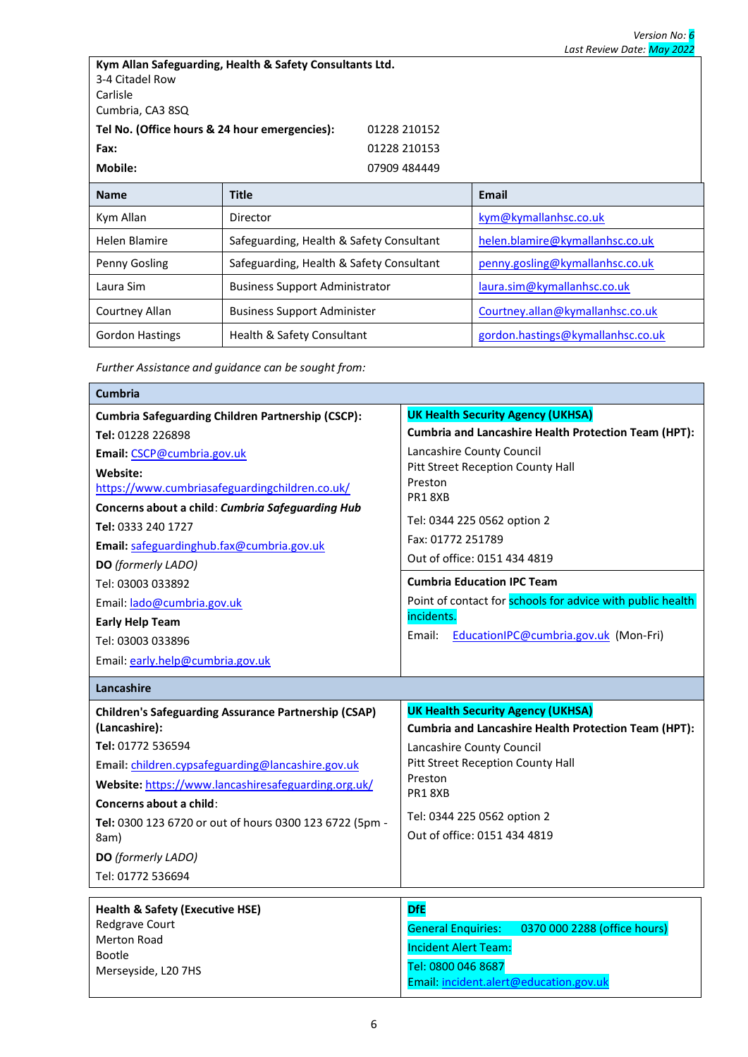*Version No: 6*
*Last Review Date: May 2022*

**Kym Allan Safeguarding, Health & Safety Consultants Ltd.**
3-4 Citadel Row
Carlisle
Cumbria, CA3 8SQ

| | |
|---|---|
| **Tel No. (Office hours & 24 hour emergencies):** | 01228 210152 |
| **Fax:** | 01228 210153 |
| **Mobile:** | 07909 484449 |

| Name | Title | Email |
|---|---|---|
| Kym Allan | Director | kym@kymallanhsc.co.uk |
| Helen Blamire | Safeguarding, Health & Safety Consultant | helen.blamire@kymallanhsc.co.uk |
| Penny Gosling | Safeguarding, Health & Safety Consultant | penny.gosling@kymallanhsc.co.uk |
| Laura Sim | Business Support Administrator | laura.sim@kymallanhsc.co.uk |
| Courtney Allan | Business Support Administer | Courtney.allan@kymallanhsc.co.uk |
| Gordon Hastings | Health & Safety Consultant | gordon.hastings@kymallanhsc.co.uk |

*Further Assistance and guidance can be sought from:*

## Cumbria

**Cumbria Safeguarding Children Partnership (CSCP):**
**Tel:** 01228 226898
**Email:** CSCP@cumbria.gov.uk
**Website:** https://www.cumbriasafeguardingchildren.co.uk/

**Concerns about a child**: ***Cumbria Safeguarding Hub***
**Tel:** 0333 240 1727
**Email:** safeguardinghub.fax@cumbria.gov.uk

**DO** *(formerly LADO)*
Tel: 03003 033892
Email: lado@cumbria.gov.uk

**Early Help Team**
Tel: 03003 033896
Email: early.help@cumbria.gov.uk

**UK Health Security Agency (UKHSA)**
**Cumbria and Lancashire Health Protection Team (HPT):**
Lancashire County Council
Pitt Street Reception County Hall
Preston
PR1 8XB

Tel: 0344 225 0562 option 2
Fax: 01772 251789
Out of office: 0151 434 4819

**Cumbria Education IPC Team**
Point of contact for schools for advice with public health incidents.
Email: EducationIPC@cumbria.gov.uk (Mon-Fri)

## Lancashire

**Children's Safeguarding Assurance Partnership (CSAP) (Lancashire):**
**Tel:** 01772 536594
**Email:** children.cypsafeguarding@lancashire.gov.uk
**Website:** https://www.lancashiresafeguarding.org.uk/

**Concerns about a child**:
**Tel:** 0300 123 6720 or out of hours 0300 123 6722 (5pm - 8am)

**DO** *(formerly LADO)*
Tel: 01772 536694

**UK Health Security Agency (UKHSA)**
**Cumbria and Lancashire Health Protection Team (HPT):**
Lancashire County Council
Pitt Street Reception County Hall
Preston
PR1 8XB

Tel: 0344 225 0562 option 2
Out of office: 0151 434 4819

**Health & Safety (Executive HSE)**
Redgrave Court
Merton Road
Bootle
Merseyside, L20 7HS

**DfE**
General Enquiries: 0370 000 2288 (office hours)
Incident Alert Team:
Tel: 0800 046 8687
Email: incident.alert@education.gov.uk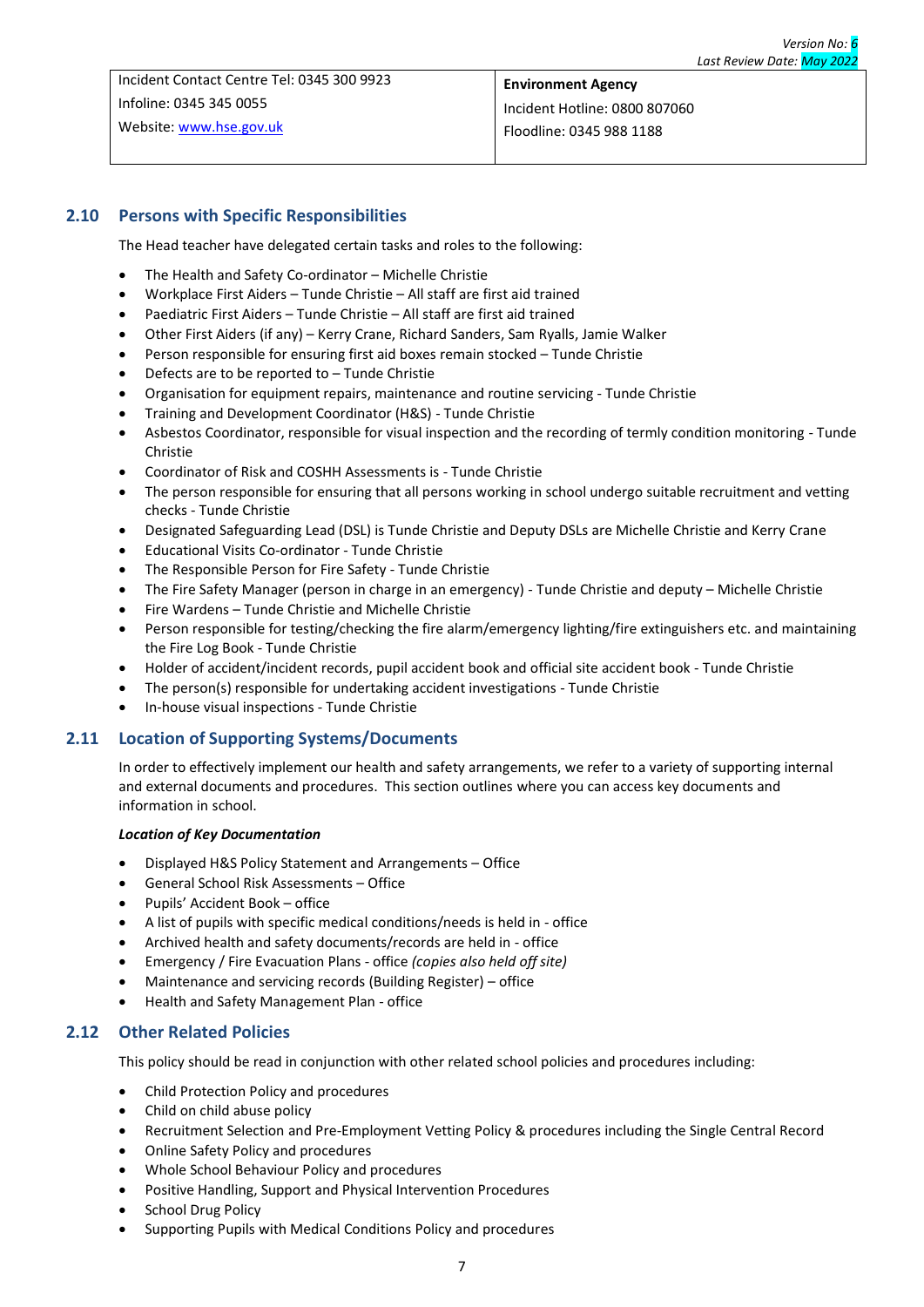| Incident Contact Centre Tel: 0345 300 9923<br>Infoline: 0345 345 0055<br>Website: www.hse.gov.uk | **Environment Agency**<br>Incident Hotline: 0800 807060<br>Floodline: 0345 988 1188 |
|---|---|

## 2.10 Persons with Specific Responsibilities

The Head teacher have delegated certain tasks and roles to the following:

- The Health and Safety Co-ordinator – Michelle Christie
- Workplace First Aiders – Tunde Christie – All staff are first aid trained
- Paediatric First Aiders – Tunde Christie – All staff are first aid trained
- Other First Aiders (if any) – Kerry Crane, Richard Sanders, Sam Ryalls, Jamie Walker
- Person responsible for ensuring first aid boxes remain stocked – Tunde Christie
- Defects are to be reported to – Tunde Christie
- Organisation for equipment repairs, maintenance and routine servicing - Tunde Christie
- Training and Development Coordinator (H&S) - Tunde Christie
- Asbestos Coordinator, responsible for visual inspection and the recording of termly condition monitoring - Tunde Christie
- Coordinator of Risk and COSHH Assessments is - Tunde Christie
- The person responsible for ensuring that all persons working in school undergo suitable recruitment and vetting checks - Tunde Christie
- Designated Safeguarding Lead (DSL) is Tunde Christie and Deputy DSLs are Michelle Christie and Kerry Crane
- Educational Visits Co-ordinator - Tunde Christie
- The Responsible Person for Fire Safety - Tunde Christie
- The Fire Safety Manager (person in charge in an emergency) - Tunde Christie and deputy – Michelle Christie
- Fire Wardens – Tunde Christie and Michelle Christie
- Person responsible for testing/checking the fire alarm/emergency lighting/fire extinguishers etc. and maintaining the Fire Log Book - Tunde Christie
- Holder of accident/incident records, pupil accident book and official site accident book - Tunde Christie
- The person(s) responsible for undertaking accident investigations - Tunde Christie
- In-house visual inspections - Tunde Christie

## 2.11 Location of Supporting Systems/Documents

In order to effectively implement our health and safety arrangements, we refer to a variety of supporting internal and external documents and procedures. This section outlines where you can access key documents and information in school.

***Location of Key Documentation***

- Displayed H&S Policy Statement and Arrangements – Office
- General School Risk Assessments – Office
- Pupils' Accident Book – office
- A list of pupils with specific medical conditions/needs is held in - office
- Archived health and safety documents/records are held in - office
- Emergency / Fire Evacuation Plans - office *(copies also held off site)*
- Maintenance and servicing records (Building Register) – office
- Health and Safety Management Plan - office

## 2.12 Other Related Policies

This policy should be read in conjunction with other related school policies and procedures including:

- Child Protection Policy and procedures
- Child on child abuse policy
- Recruitment Selection and Pre-Employment Vetting Policy & procedures including the Single Central Record
- Online Safety Policy and procedures
- Whole School Behaviour Policy and procedures
- Positive Handling, Support and Physical Intervention Procedures
- School Drug Policy
- Supporting Pupils with Medical Conditions Policy and procedures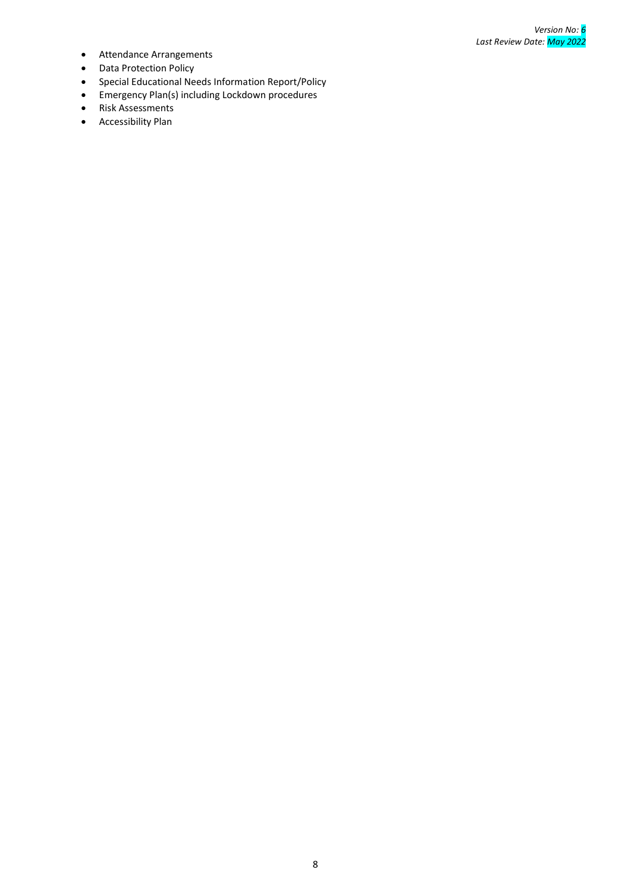- Attendance Arrangements
- Data Protection Policy
- Special Educational Needs Information Report/Policy
- Emergency Plan(s) including Lockdown procedures
- Risk Assessments
- Accessibility Plan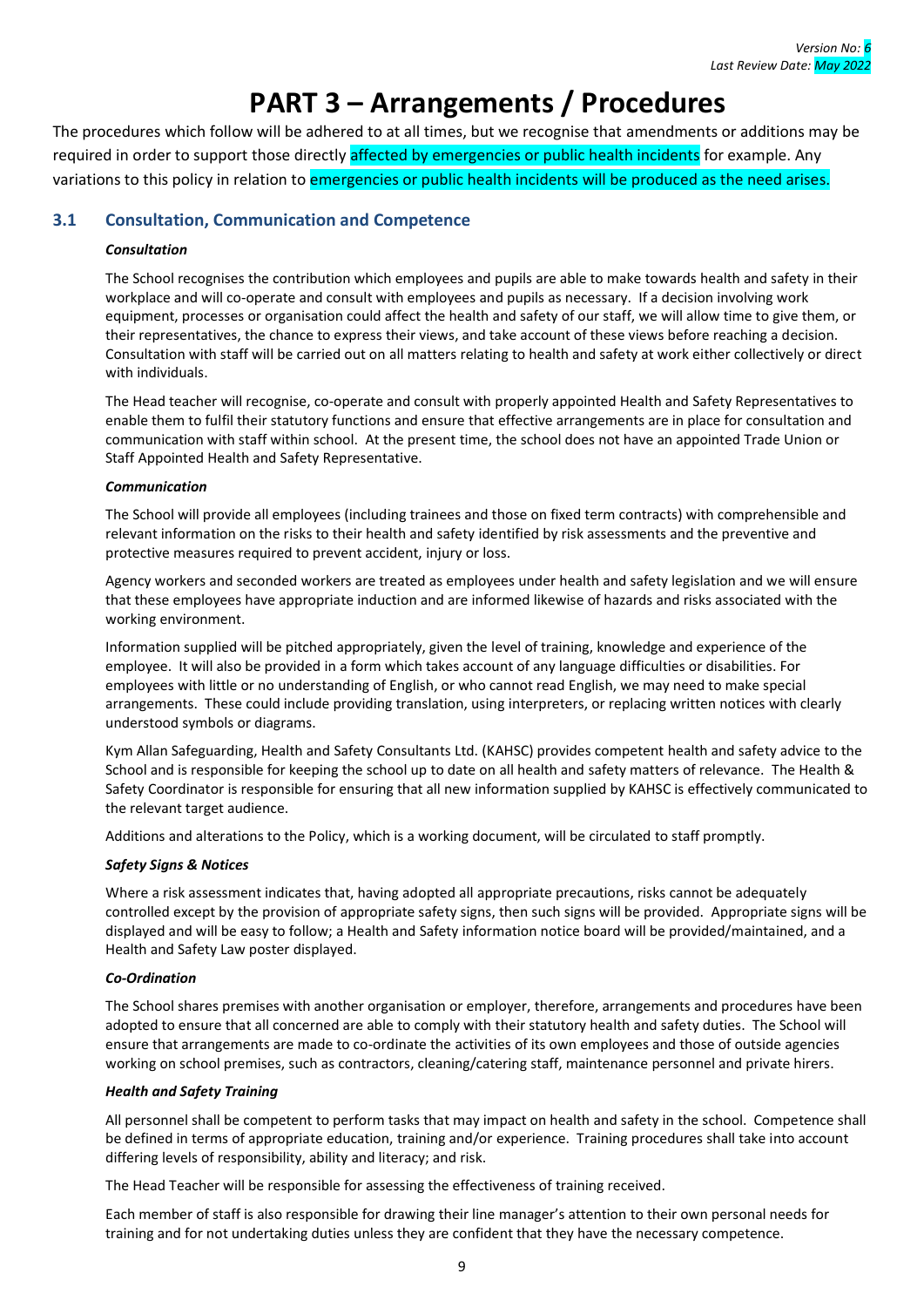# PART 3 – Arrangements / Procedures

The procedures which follow will be adhered to at all times, but we recognise that amendments or additions may be required in order to support those directly affected by emergencies or public health incidents for example. Any variations to this policy in relation to emergencies or public health incidents will be produced as the need arises.

## 3.1 Consultation, Communication and Competence

***Consultation***

The School recognises the contribution which employees and pupils are able to make towards health and safety in their workplace and will co-operate and consult with employees and pupils as necessary. If a decision involving work equipment, processes or organisation could affect the health and safety of our staff, we will allow time to give them, or their representatives, the chance to express their views, and take account of these views before reaching a decision. Consultation with staff will be carried out on all matters relating to health and safety at work either collectively or direct with individuals.

The Head teacher will recognise, co-operate and consult with properly appointed Health and Safety Representatives to enable them to fulfil their statutory functions and ensure that effective arrangements are in place for consultation and communication with staff within school. At the present time, the school does not have an appointed Trade Union or Staff Appointed Health and Safety Representative.

***Communication***

The School will provide all employees (including trainees and those on fixed term contracts) with comprehensible and relevant information on the risks to their health and safety identified by risk assessments and the preventive and protective measures required to prevent accident, injury or loss.

Agency workers and seconded workers are treated as employees under health and safety legislation and we will ensure that these employees have appropriate induction and are informed likewise of hazards and risks associated with the working environment.

Information supplied will be pitched appropriately, given the level of training, knowledge and experience of the employee. It will also be provided in a form which takes account of any language difficulties or disabilities. For employees with little or no understanding of English, or who cannot read English, we may need to make special arrangements. These could include providing translation, using interpreters, or replacing written notices with clearly understood symbols or diagrams.

Kym Allan Safeguarding, Health and Safety Consultants Ltd. (KAHSC) provides competent health and safety advice to the School and is responsible for keeping the school up to date on all health and safety matters of relevance. The Health & Safety Coordinator is responsible for ensuring that all new information supplied by KAHSC is effectively communicated to the relevant target audience.

Additions and alterations to the Policy, which is a working document, will be circulated to staff promptly.

***Safety Signs & Notices***

Where a risk assessment indicates that, having adopted all appropriate precautions, risks cannot be adequately controlled except by the provision of appropriate safety signs, then such signs will be provided. Appropriate signs will be displayed and will be easy to follow; a Health and Safety information notice board will be provided/maintained, and a Health and Safety Law poster displayed.

***Co-Ordination***

The School shares premises with another organisation or employer, therefore, arrangements and procedures have been adopted to ensure that all concerned are able to comply with their statutory health and safety duties. The School will ensure that arrangements are made to co-ordinate the activities of its own employees and those of outside agencies working on school premises, such as contractors, cleaning/catering staff, maintenance personnel and private hirers.

***Health and Safety Training***

All personnel shall be competent to perform tasks that may impact on health and safety in the school. Competence shall be defined in terms of appropriate education, training and/or experience. Training procedures shall take into account differing levels of responsibility, ability and literacy; and risk.

The Head Teacher will be responsible for assessing the effectiveness of training received.

Each member of staff is also responsible for drawing their line manager's attention to their own personal needs for training and for not undertaking duties unless they are confident that they have the necessary competence.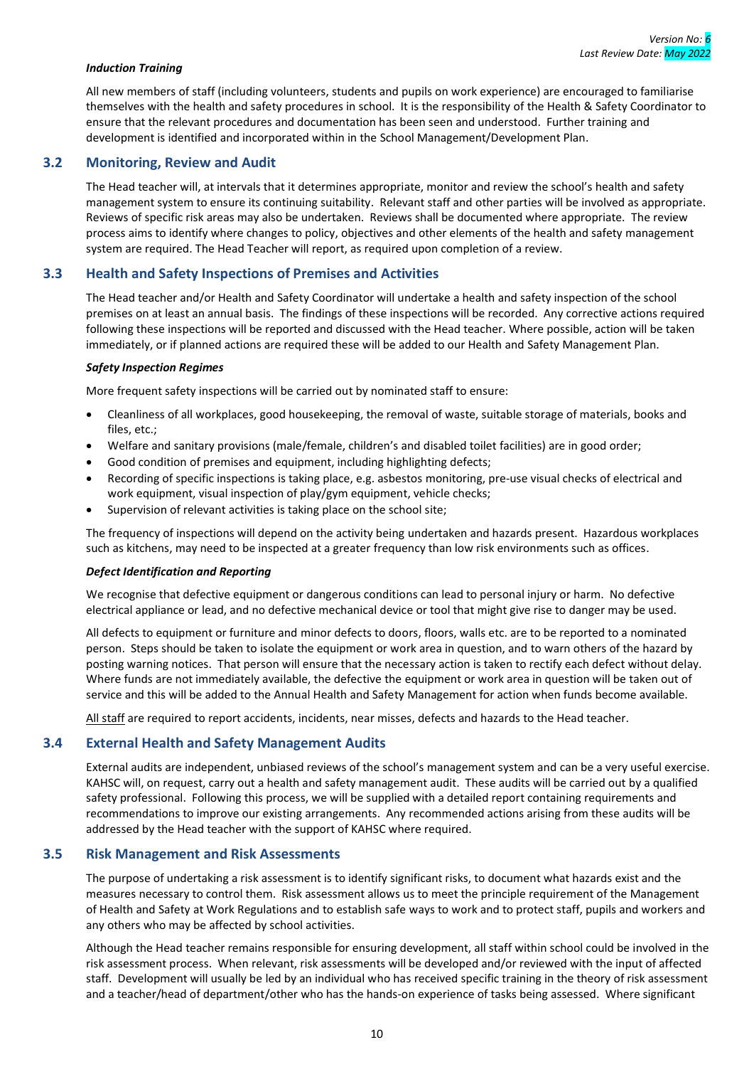#### *Induction Training*

All new members of staff (including volunteers, students and pupils on work experience) are encouraged to familiarise themselves with the health and safety procedures in school. It is the responsibility of the Health & Safety Coordinator to ensure that the relevant procedures and documentation has been seen and understood. Further training and development is identified and incorporated within in the School Management/Development Plan.

## 3.2 Monitoring, Review and Audit

The Head teacher will, at intervals that it determines appropriate, monitor and review the school's health and safety management system to ensure its continuing suitability. Relevant staff and other parties will be involved as appropriate. Reviews of specific risk areas may also be undertaken. Reviews shall be documented where appropriate. The review process aims to identify where changes to policy, objectives and other elements of the health and safety management system are required. The Head Teacher will report, as required upon completion of a review.

## 3.3 Health and Safety Inspections of Premises and Activities

The Head teacher and/or Health and Safety Coordinator will undertake a health and safety inspection of the school premises on at least an annual basis. The findings of these inspections will be recorded. Any corrective actions required following these inspections will be reported and discussed with the Head teacher. Where possible, action will be taken immediately, or if planned actions are required these will be added to our Health and Safety Management Plan.

#### *Safety Inspection Regimes*

More frequent safety inspections will be carried out by nominated staff to ensure:

- Cleanliness of all workplaces, good housekeeping, the removal of waste, suitable storage of materials, books and files, etc.;
- Welfare and sanitary provisions (male/female, children's and disabled toilet facilities) are in good order;
- Good condition of premises and equipment, including highlighting defects;
- Recording of specific inspections is taking place, e.g. asbestos monitoring, pre-use visual checks of electrical and work equipment, visual inspection of play/gym equipment, vehicle checks;
- Supervision of relevant activities is taking place on the school site;

The frequency of inspections will depend on the activity being undertaken and hazards present. Hazardous workplaces such as kitchens, may need to be inspected at a greater frequency than low risk environments such as offices.

#### *Defect Identification and Reporting*

We recognise that defective equipment or dangerous conditions can lead to personal injury or harm. No defective electrical appliance or lead, and no defective mechanical device or tool that might give rise to danger may be used.

All defects to equipment or furniture and minor defects to doors, floors, walls etc. are to be reported to a nominated person. Steps should be taken to isolate the equipment or work area in question, and to warn others of the hazard by posting warning notices. That person will ensure that the necessary action is taken to rectify each defect without delay. Where funds are not immediately available, the defective the equipment or work area in question will be taken out of service and this will be added to the Annual Health and Safety Management for action when funds become available.

All staff are required to report accidents, incidents, near misses, defects and hazards to the Head teacher.

## 3.4 External Health and Safety Management Audits

External audits are independent, unbiased reviews of the school's management system and can be a very useful exercise. KAHSC will, on request, carry out a health and safety management audit. These audits will be carried out by a qualified safety professional. Following this process, we will be supplied with a detailed report containing requirements and recommendations to improve our existing arrangements. Any recommended actions arising from these audits will be addressed by the Head teacher with the support of KAHSC where required.

## 3.5 Risk Management and Risk Assessments

The purpose of undertaking a risk assessment is to identify significant risks, to document what hazards exist and the measures necessary to control them. Risk assessment allows us to meet the principle requirement of the Management of Health and Safety at Work Regulations and to establish safe ways to work and to protect staff, pupils and workers and any others who may be affected by school activities.

Although the Head teacher remains responsible for ensuring development, all staff within school could be involved in the risk assessment process. When relevant, risk assessments will be developed and/or reviewed with the input of affected staff. Development will usually be led by an individual who has received specific training in the theory of risk assessment and a teacher/head of department/other who has the hands-on experience of tasks being assessed. Where significant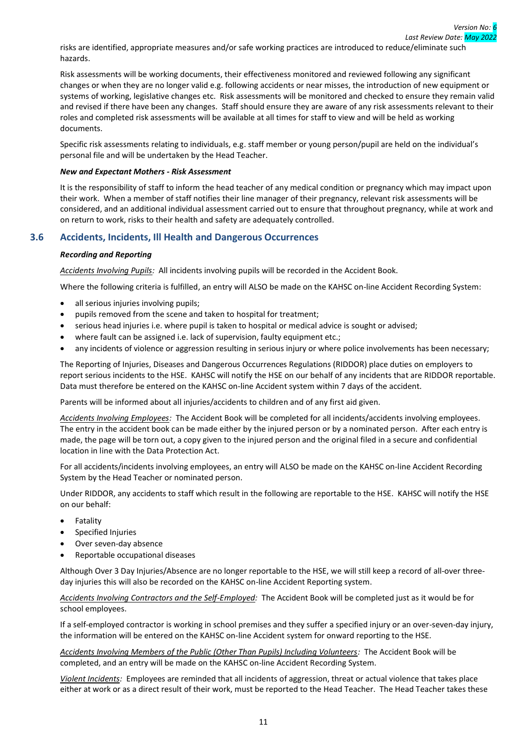risks are identified, appropriate measures and/or safe working practices are introduced to reduce/eliminate such hazards.

Risk assessments will be working documents, their effectiveness monitored and reviewed following any significant changes or when they are no longer valid e.g. following accidents or near misses, the introduction of new equipment or systems of working, legislative changes etc. Risk assessments will be monitored and checked to ensure they remain valid and revised if there have been any changes. Staff should ensure they are aware of any risk assessments relevant to their roles and completed risk assessments will be available at all times for staff to view and will be held as working documents.

Specific risk assessments relating to individuals, e.g. staff member or young person/pupil are held on the individual's personal file and will be undertaken by the Head Teacher.

***New and Expectant Mothers - Risk Assessment***

It is the responsibility of staff to inform the head teacher of any medical condition or pregnancy which may impact upon their work. When a member of staff notifies their line manager of their pregnancy, relevant risk assessments will be considered, and an additional individual assessment carried out to ensure that throughout pregnancy, while at work and on return to work, risks to their health and safety are adequately controlled.

## 3.6 Accidents, Incidents, Ill Health and Dangerous Occurrences

***Recording and Reporting***

<u>*Accidents Involving Pupils*</u>*:* All incidents involving pupils will be recorded in the Accident Book.

Where the following criteria is fulfilled, an entry will ALSO be made on the KAHSC on-line Accident Recording System:

- all serious injuries involving pupils;
- pupils removed from the scene and taken to hospital for treatment;
- serious head injuries i.e. where pupil is taken to hospital or medical advice is sought or advised;
- where fault can be assigned i.e. lack of supervision, faulty equipment etc.;
- any incidents of violence or aggression resulting in serious injury or where police involvements has been necessary;

The Reporting of Injuries, Diseases and Dangerous Occurrences Regulations (RIDDOR) place duties on employers to report serious incidents to the HSE. KAHSC will notify the HSE on our behalf of any incidents that are RIDDOR reportable. Data must therefore be entered on the KAHSC on-line Accident system within 7 days of the accident.

Parents will be informed about all injuries/accidents to children and of any first aid given.

<u>*Accidents Involving Employees*</u>*:* The Accident Book will be completed for all incidents/accidents involving employees. The entry in the accident book can be made either by the injured person or by a nominated person. After each entry is made, the page will be torn out, a copy given to the injured person and the original filed in a secure and confidential location in line with the Data Protection Act.

For all accidents/incidents involving employees, an entry will ALSO be made on the KAHSC on-line Accident Recording System by the Head Teacher or nominated person.

Under RIDDOR, any accidents to staff which result in the following are reportable to the HSE. KAHSC will notify the HSE on our behalf:

- Fatality
- Specified Injuries
- Over seven-day absence
- Reportable occupational diseases

Although Over 3 Day Injuries/Absence are no longer reportable to the HSE, we will still keep a record of all-over three-day injuries this will also be recorded on the KAHSC on-line Accident Reporting system.

<u>*Accidents Involving Contractors and the Self-Employed*</u>*:* The Accident Book will be completed just as it would be for school employees.

If a self-employed contractor is working in school premises and they suffer a specified injury or an over-seven-day injury, the information will be entered on the KAHSC on-line Accident system for onward reporting to the HSE.

<u>*Accidents Involving Members of the Public (Other Than Pupils) Including Volunteers*</u>*:* The Accident Book will be completed, and an entry will be made on the KAHSC on-line Accident Recording System.

<u>*Violent Incidents*</u>*:* Employees are reminded that all incidents of aggression, threat or actual violence that takes place either at work or as a direct result of their work, must be reported to the Head Teacher. The Head Teacher takes these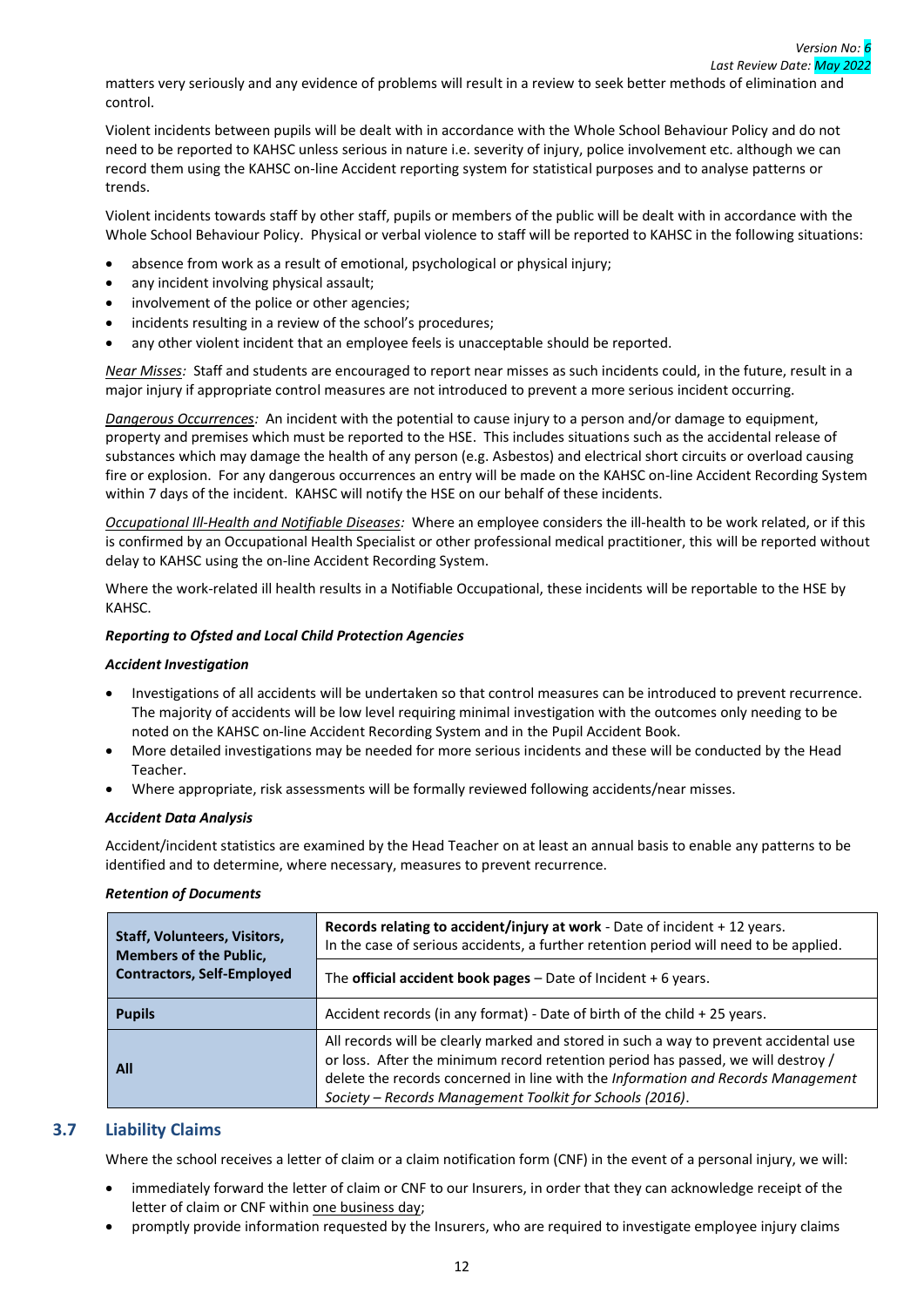matters very seriously and any evidence of problems will result in a review to seek better methods of elimination and control.

Violent incidents between pupils will be dealt with in accordance with the Whole School Behaviour Policy and do not need to be reported to KAHSC unless serious in nature i.e. severity of injury, police involvement etc. although we can record them using the KAHSC on-line Accident reporting system for statistical purposes and to analyse patterns or trends.

Violent incidents towards staff by other staff, pupils or members of the public will be dealt with in accordance with the Whole School Behaviour Policy. Physical or verbal violence to staff will be reported to KAHSC in the following situations:

- absence from work as a result of emotional, psychological or physical injury;
- any incident involving physical assault;
- involvement of the police or other agencies;
- incidents resulting in a review of the school's procedures;
- any other violent incident that an employee feels is unacceptable should be reported.

*Near Misses:* Staff and students are encouraged to report near misses as such incidents could, in the future, result in a major injury if appropriate control measures are not introduced to prevent a more serious incident occurring.

*Dangerous Occurrences:* An incident with the potential to cause injury to a person and/or damage to equipment, property and premises which must be reported to the HSE. This includes situations such as the accidental release of substances which may damage the health of any person (e.g. Asbestos) and electrical short circuits or overload causing fire or explosion. For any dangerous occurrences an entry will be made on the KAHSC on-line Accident Recording System within 7 days of the incident. KAHSC will notify the HSE on our behalf of these incidents.

*Occupational Ill-Health and Notifiable Diseases:* Where an employee considers the ill-health to be work related, or if this is confirmed by an Occupational Health Specialist or other professional medical practitioner, this will be reported without delay to KAHSC using the on-line Accident Recording System.

Where the work-related ill health results in a Notifiable Occupational, these incidents will be reportable to the HSE by KAHSC.

***Reporting to Ofsted and Local Child Protection Agencies***

***Accident Investigation***

- Investigations of all accidents will be undertaken so that control measures can be introduced to prevent recurrence. The majority of accidents will be low level requiring minimal investigation with the outcomes only needing to be noted on the KAHSC on-line Accident Recording System and in the Pupil Accident Book.
- More detailed investigations may be needed for more serious incidents and these will be conducted by the Head Teacher.
- Where appropriate, risk assessments will be formally reviewed following accidents/near misses.

***Accident Data Analysis***

Accident/incident statistics are examined by the Head Teacher on at least an annual basis to enable any patterns to be identified and to determine, where necessary, measures to prevent recurrence.

***Retention of Documents***

| | |
|---|---|
| **Staff, Volunteers, Visitors, Members of the Public, Contractors, Self-Employed** | **Records relating to accident/injury at work** - Date of incident + 12 years. In the case of serious accidents, a further retention period will need to be applied. |
| | The **official accident book pages** – Date of Incident + 6 years. |
| **Pupils** | Accident records (in any format) - Date of birth of the child + 25 years. |
| **All** | All records will be clearly marked and stored in such a way to prevent accidental use or loss. After the minimum record retention period has passed, we will destroy / delete the records concerned in line with the *Information and Records Management Society – Records Management Toolkit for Schools (2016)*. |

## 3.7 Liability Claims

Where the school receives a letter of claim or a claim notification form (CNF) in the event of a personal injury, we will:

- immediately forward the letter of claim or CNF to our Insurers, in order that they can acknowledge receipt of the letter of claim or CNF within one business day;
- promptly provide information requested by the Insurers, who are required to investigate employee injury claims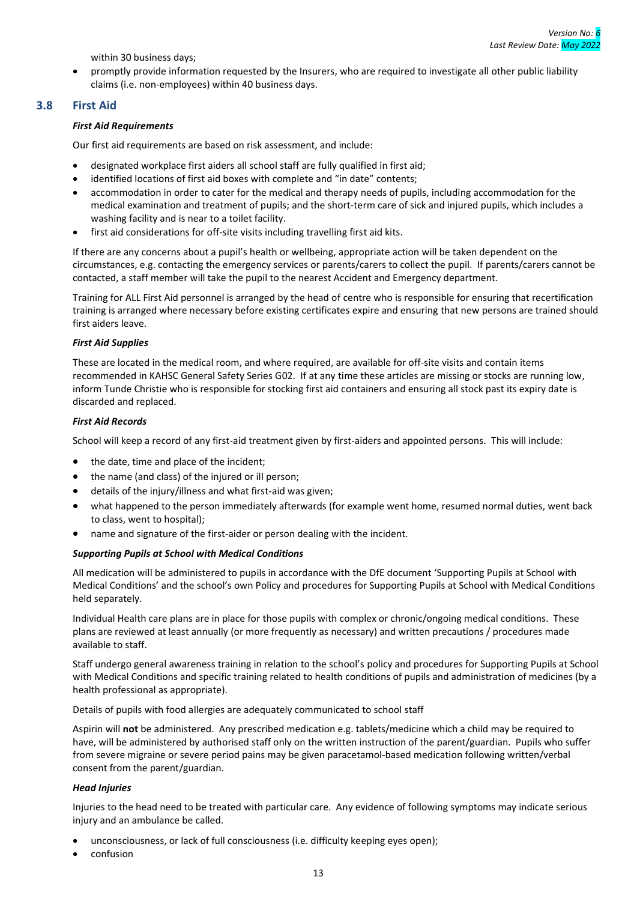within 30 business days;

- promptly provide information requested by the Insurers, who are required to investigate all other public liability claims (i.e. non-employees) within 40 business days.

## 3.8 First Aid

***First Aid Requirements***

Our first aid requirements are based on risk assessment, and include:

- designated workplace first aiders all school staff are fully qualified in first aid;
- identified locations of first aid boxes with complete and "in date" contents;
- accommodation in order to cater for the medical and therapy needs of pupils, including accommodation for the medical examination and treatment of pupils; and the short-term care of sick and injured pupils, which includes a washing facility and is near to a toilet facility.
- first aid considerations for off-site visits including travelling first aid kits.

If there are any concerns about a pupil's health or wellbeing, appropriate action will be taken dependent on the circumstances, e.g. contacting the emergency services or parents/carers to collect the pupil. If parents/carers cannot be contacted, a staff member will take the pupil to the nearest Accident and Emergency department.

Training for ALL First Aid personnel is arranged by the head of centre who is responsible for ensuring that recertification training is arranged where necessary before existing certificates expire and ensuring that new persons are trained should first aiders leave.

***First Aid Supplies***

These are located in the medical room, and where required, are available for off-site visits and contain items recommended in KAHSC General Safety Series G02. If at any time these articles are missing or stocks are running low, inform Tunde Christie who is responsible for stocking first aid containers and ensuring all stock past its expiry date is discarded and replaced.

***First Aid Records***

School will keep a record of any first-aid treatment given by first-aiders and appointed persons. This will include:

- the date, time and place of the incident;
- the name (and class) of the injured or ill person;
- details of the injury/illness and what first-aid was given;
- what happened to the person immediately afterwards (for example went home, resumed normal duties, went back to class, went to hospital);
- name and signature of the first-aider or person dealing with the incident.

***Supporting Pupils at School with Medical Conditions***

All medication will be administered to pupils in accordance with the DfE document 'Supporting Pupils at School with Medical Conditions' and the school's own Policy and procedures for Supporting Pupils at School with Medical Conditions held separately.

Individual Health care plans are in place for those pupils with complex or chronic/ongoing medical conditions. These plans are reviewed at least annually (or more frequently as necessary) and written precautions / procedures made available to staff.

Staff undergo general awareness training in relation to the school's policy and procedures for Supporting Pupils at School with Medical Conditions and specific training related to health conditions of pupils and administration of medicines (by a health professional as appropriate).

Details of pupils with food allergies are adequately communicated to school staff

Aspirin will **not** be administered. Any prescribed medication e.g. tablets/medicine which a child may be required to have, will be administered by authorised staff only on the written instruction of the parent/guardian. Pupils who suffer from severe migraine or severe period pains may be given paracetamol-based medication following written/verbal consent from the parent/guardian.

***Head Injuries***

Injuries to the head need to be treated with particular care. Any evidence of following symptoms may indicate serious injury and an ambulance be called.

- unconsciousness, or lack of full consciousness (i.e. difficulty keeping eyes open);
- confusion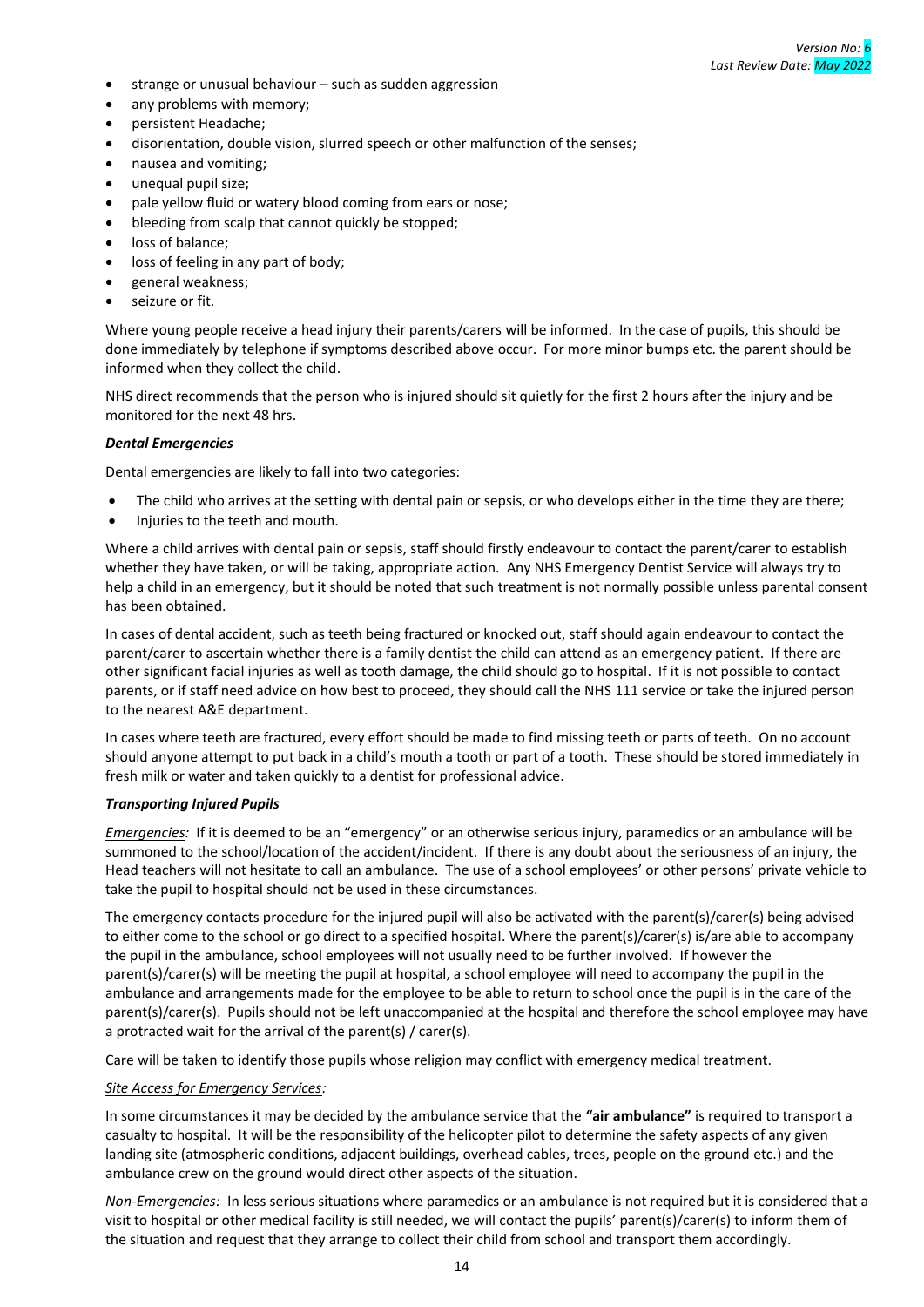- strange or unusual behaviour – such as sudden aggression
- any problems with memory;
- persistent Headache;
- disorientation, double vision, slurred speech or other malfunction of the senses;
- nausea and vomiting;
- unequal pupil size;
- pale yellow fluid or watery blood coming from ears or nose;
- bleeding from scalp that cannot quickly be stopped;
- loss of balance;
- loss of feeling in any part of body;
- general weakness;
- seizure or fit.

Where young people receive a head injury their parents/carers will be informed. In the case of pupils, this should be done immediately by telephone if symptoms described above occur. For more minor bumps etc. the parent should be informed when they collect the child.

NHS direct recommends that the person who is injured should sit quietly for the first 2 hours after the injury and be monitored for the next 48 hrs.

***Dental Emergencies***

Dental emergencies are likely to fall into two categories:

- The child who arrives at the setting with dental pain or sepsis, or who develops either in the time they are there;
- Injuries to the teeth and mouth.

Where a child arrives with dental pain or sepsis, staff should firstly endeavour to contact the parent/carer to establish whether they have taken, or will be taking, appropriate action. Any NHS Emergency Dentist Service will always try to help a child in an emergency, but it should be noted that such treatment is not normally possible unless parental consent has been obtained.

In cases of dental accident, such as teeth being fractured or knocked out, staff should again endeavour to contact the parent/carer to ascertain whether there is a family dentist the child can attend as an emergency patient. If there are other significant facial injuries as well as tooth damage, the child should go to hospital. If it is not possible to contact parents, or if staff need advice on how best to proceed, they should call the NHS 111 service or take the injured person to the nearest A&E department.

In cases where teeth are fractured, every effort should be made to find missing teeth or parts of teeth. On no account should anyone attempt to put back in a child's mouth a tooth or part of a tooth. These should be stored immediately in fresh milk or water and taken quickly to a dentist for professional advice.

***Transporting Injured Pupils***

*Emergencies:* If it is deemed to be an "emergency" or an otherwise serious injury, paramedics or an ambulance will be summoned to the school/location of the accident/incident. If there is any doubt about the seriousness of an injury, the Head teachers will not hesitate to call an ambulance. The use of a school employees' or other persons' private vehicle to take the pupil to hospital should not be used in these circumstances.

The emergency contacts procedure for the injured pupil will also be activated with the parent(s)/carer(s) being advised to either come to the school or go direct to a specified hospital. Where the parent(s)/carer(s) is/are able to accompany the pupil in the ambulance, school employees will not usually need to be further involved. If however the parent(s)/carer(s) will be meeting the pupil at hospital, a school employee will need to accompany the pupil in the ambulance and arrangements made for the employee to be able to return to school once the pupil is in the care of the parent(s)/carer(s). Pupils should not be left unaccompanied at the hospital and therefore the school employee may have a protracted wait for the arrival of the parent(s) / carer(s).

Care will be taken to identify those pupils whose religion may conflict with emergency medical treatment.

*Site Access for Emergency Services:*

In some circumstances it may be decided by the ambulance service that the **"air ambulance"** is required to transport a casualty to hospital. It will be the responsibility of the helicopter pilot to determine the safety aspects of any given landing site (atmospheric conditions, adjacent buildings, overhead cables, trees, people on the ground etc.) and the ambulance crew on the ground would direct other aspects of the situation.

*Non-Emergencies:* In less serious situations where paramedics or an ambulance is not required but it is considered that a visit to hospital or other medical facility is still needed, we will contact the pupils' parent(s)/carer(s) to inform them of the situation and request that they arrange to collect their child from school and transport them accordingly.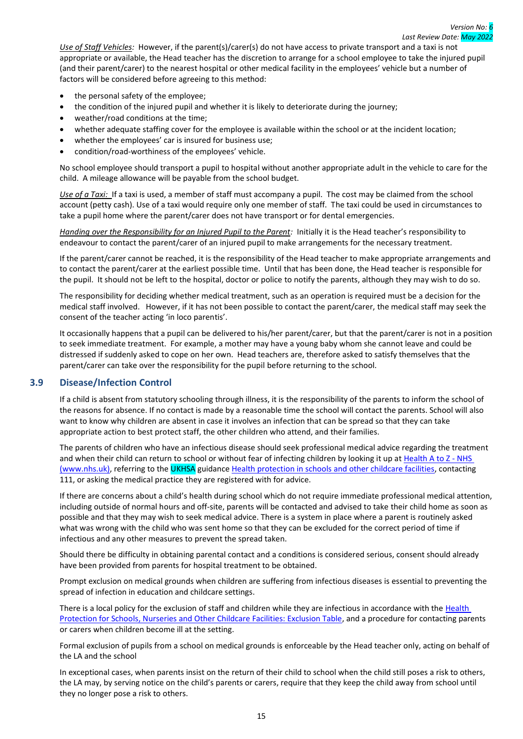*Use of Staff Vehicles:* However, if the parent(s)/carer(s) do not have access to private transport and a taxi is not appropriate or available, the Head teacher has the discretion to arrange for a school employee to take the injured pupil (and their parent/carer) to the nearest hospital or other medical facility in the employees' vehicle but a number of factors will be considered before agreeing to this method:

- the personal safety of the employee;
- the condition of the injured pupil and whether it is likely to deteriorate during the journey;
- weather/road conditions at the time;
- whether adequate staffing cover for the employee is available within the school or at the incident location;
- whether the employees' car is insured for business use;
- condition/road-worthiness of the employees' vehicle.

No school employee should transport a pupil to hospital without another appropriate adult in the vehicle to care for the child. A mileage allowance will be payable from the school budget.

*Use of a Taxi:* If a taxi is used, a member of staff must accompany a pupil. The cost may be claimed from the school account (petty cash). Use of a taxi would require only one member of staff. The taxi could be used in circumstances to take a pupil home where the parent/carer does not have transport or for dental emergencies.

*Handing over the Responsibility for an Injured Pupil to the Parent:* Initially it is the Head teacher's responsibility to endeavour to contact the parent/carer of an injured pupil to make arrangements for the necessary treatment.

If the parent/carer cannot be reached, it is the responsibility of the Head teacher to make appropriate arrangements and to contact the parent/carer at the earliest possible time. Until that has been done, the Head teacher is responsible for the pupil. It should not be left to the hospital, doctor or police to notify the parents, although they may wish to do so.

The responsibility for deciding whether medical treatment, such as an operation is required must be a decision for the medical staff involved. However, if it has not been possible to contact the parent/carer, the medical staff may seek the consent of the teacher acting 'in loco parentis'.

It occasionally happens that a pupil can be delivered to his/her parent/carer, but that the parent/carer is not in a position to seek immediate treatment. For example, a mother may have a young baby whom she cannot leave and could be distressed if suddenly asked to cope on her own. Head teachers are, therefore asked to satisfy themselves that the parent/carer can take over the responsibility for the pupil before returning to the school.

## 3.9 Disease/Infection Control

If a child is absent from statutory schooling through illness, it is the responsibility of the parents to inform the school of the reasons for absence. If no contact is made by a reasonable time the school will contact the parents. School will also want to know why children are absent in case it involves an infection that can be spread so that they can take appropriate action to best protect staff, the other children who attend, and their families.

The parents of children who have an infectious disease should seek professional medical advice regarding the treatment and when their child can return to school with or without fear of infecting children by looking it up at Health A to Z - NHS (www.nhs.uk), referring to the UKHSA guidance Health protection in schools and other childcare facilities, contacting 111, or asking the medical practice they are registered with for advice.

If there are concerns about a child's health during school which do not require immediate professional medical attention, including outside of normal hours and off-site, parents will be contacted and advised to take their child home as soon as possible and that they may wish to seek medical advice. There is a system in place where a parent is routinely asked what was wrong with the child who was sent home so that they can be excluded for the correct period of time if infectious and any other measures to prevent the spread taken.

Should there be difficulty in obtaining parental contact and a conditions is considered serious, consent should already have been provided from parents for hospital treatment to be obtained.

Prompt exclusion on medical grounds when children are suffering from infectious diseases is essential to preventing the spread of infection in education and childcare settings.

There is a local policy for the exclusion of staff and children while they are infectious in accordance with the Health Protection for Schools, Nurseries and Other Childcare Facilities: Exclusion Table, and a procedure for contacting parents or carers when children become ill at the setting.

Formal exclusion of pupils from a school on medical grounds is enforceable by the Head teacher only, acting on behalf of the LA and the school

In exceptional cases, when parents insist on the return of their child to school when the child still poses a risk to others, the LA may, by serving notice on the child's parents or carers, require that they keep the child away from school until they no longer pose a risk to others.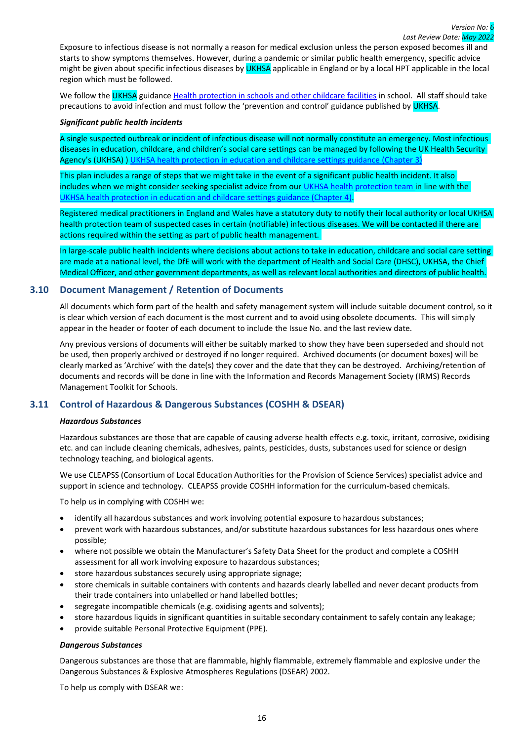Exposure to infectious disease is not normally a reason for medical exclusion unless the person exposed becomes ill and starts to show symptoms themselves. However, during a pandemic or similar public health emergency, specific advice might be given about specific infectious diseases by UKHSA applicable in England or by a local HPT applicable in the local region which must be followed.

We follow the UKHSA guidance [Health protection in schools and other childcare facilities] in school. All staff should take precautions to avoid infection and must follow the 'prevention and control' guidance published by UKHSA.

***Significant public health incidents***

A single suspected outbreak or incident of infectious disease will not normally constitute an emergency. Most infectious diseases in education, childcare, and children's social care settings can be managed by following the UK Health Security Agency's (UKHSA) ) [UKHSA health protection in education and childcare settings guidance (Chapter 3)]

This plan includes a range of steps that we might take in the event of a significant public health incident. It also includes when we might consider seeking specialist advice from our [UKHSA health protection team] in line with the [UKHSA health protection in education and childcare settings guidance (Chapter 4)].

Registered medical practitioners in England and Wales have a statutory duty to notify their local authority or local UKHSA health protection team of suspected cases in certain (notifiable) infectious diseases. We will be contacted if there are actions required within the setting as part of public health management.

In large-scale public health incidents where decisions about actions to take in education, childcare and social care setting are made at a national level, the DfE will work with the department of Health and Social Care (DHSC), UKHSA, the Chief Medical Officer, and other government departments, as well as relevant local authorities and directors of public health.

## 3.10 Document Management / Retention of Documents

All documents which form part of the health and safety management system will include suitable document control, so it is clear which version of each document is the most current and to avoid using obsolete documents. This will simply appear in the header or footer of each document to include the Issue No. and the last review date.

Any previous versions of documents will either be suitably marked to show they have been superseded and should not be used, then properly archived or destroyed if no longer required. Archived documents (or document boxes) will be clearly marked as 'Archive' with the date(s) they cover and the date that they can be destroyed. Archiving/retention of documents and records will be done in line with the Information and Records Management Society (IRMS) Records Management Toolkit for Schools.

## 3.11 Control of Hazardous & Dangerous Substances (COSHH & DSEAR)

***Hazardous Substances***

Hazardous substances are those that are capable of causing adverse health effects e.g. toxic, irritant, corrosive, oxidising etc. and can include cleaning chemicals, adhesives, paints, pesticides, dusts, substances used for science or design technology teaching, and biological agents.

We use CLEAPSS (Consortium of Local Education Authorities for the Provision of Science Services) specialist advice and support in science and technology. CLEAPSS provide COSHH information for the curriculum-based chemicals.

To help us in complying with COSHH we:

- identify all hazardous substances and work involving potential exposure to hazardous substances;
- prevent work with hazardous substances, and/or substitute hazardous substances for less hazardous ones where possible;
- where not possible we obtain the Manufacturer's Safety Data Sheet for the product and complete a COSHH assessment for all work involving exposure to hazardous substances;
- store hazardous substances securely using appropriate signage;
- store chemicals in suitable containers with contents and hazards clearly labelled and never decant products from their trade containers into unlabelled or hand labelled bottles;
- segregate incompatible chemicals (e.g. oxidising agents and solvents);
- store hazardous liquids in significant quantities in suitable secondary containment to safely contain any leakage;
- provide suitable Personal Protective Equipment (PPE).

***Dangerous Substances***

Dangerous substances are those that are flammable, highly flammable, extremely flammable and explosive under the Dangerous Substances & Explosive Atmospheres Regulations (DSEAR) 2002.

To help us comply with DSEAR we: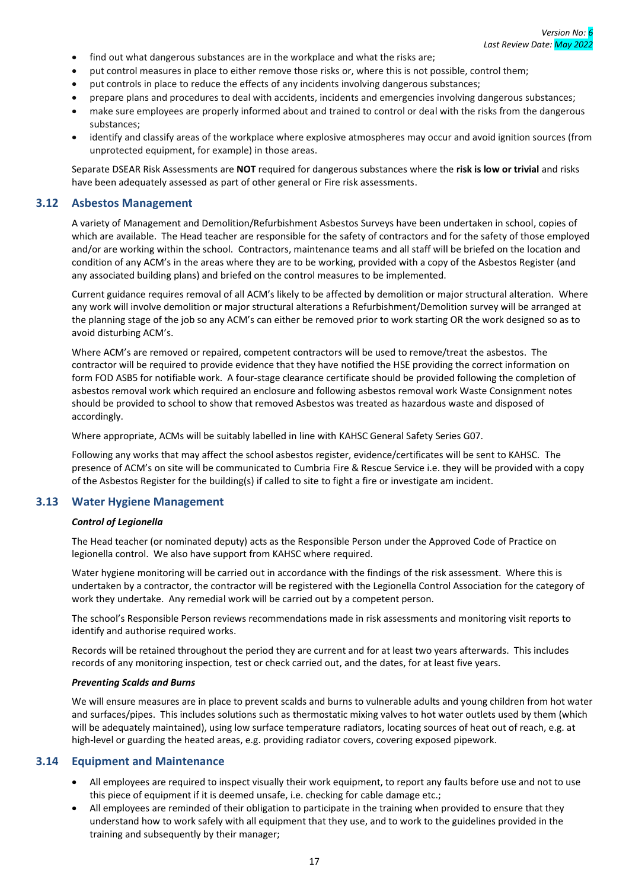- find out what dangerous substances are in the workplace and what the risks are;
- put control measures in place to either remove those risks or, where this is not possible, control them;
- put controls in place to reduce the effects of any incidents involving dangerous substances;
- prepare plans and procedures to deal with accidents, incidents and emergencies involving dangerous substances;
- make sure employees are properly informed about and trained to control or deal with the risks from the dangerous substances;
- identify and classify areas of the workplace where explosive atmospheres may occur and avoid ignition sources (from unprotected equipment, for example) in those areas.

Separate DSEAR Risk Assessments are **NOT** required for dangerous substances where the **risk is low or trivial** and risks have been adequately assessed as part of other general or Fire risk assessments.

## 3.12 Asbestos Management

A variety of Management and Demolition/Refurbishment Asbestos Surveys have been undertaken in school, copies of which are available. The Head teacher are responsible for the safety of contractors and for the safety of those employed and/or are working within the school. Contractors, maintenance teams and all staff will be briefed on the location and condition of any ACM's in the areas where they are to be working, provided with a copy of the Asbestos Register (and any associated building plans) and briefed on the control measures to be implemented.

Current guidance requires removal of all ACM's likely to be affected by demolition or major structural alteration. Where any work will involve demolition or major structural alterations a Refurbishment/Demolition survey will be arranged at the planning stage of the job so any ACM's can either be removed prior to work starting OR the work designed so as to avoid disturbing ACM's.

Where ACM's are removed or repaired, competent contractors will be used to remove/treat the asbestos. The contractor will be required to provide evidence that they have notified the HSE providing the correct information on form FOD ASB5 for notifiable work. A four-stage clearance certificate should be provided following the completion of asbestos removal work which required an enclosure and following asbestos removal work Waste Consignment notes should be provided to school to show that removed Asbestos was treated as hazardous waste and disposed of accordingly.

Where appropriate, ACMs will be suitably labelled in line with KAHSC General Safety Series G07.

Following any works that may affect the school asbestos register, evidence/certificates will be sent to KAHSC. The presence of ACM's on site will be communicated to Cumbria Fire & Rescue Service i.e. they will be provided with a copy of the Asbestos Register for the building(s) if called to site to fight a fire or investigate am incident.

## 3.13 Water Hygiene Management

***Control of Legionella***

The Head teacher (or nominated deputy) acts as the Responsible Person under the Approved Code of Practice on legionella control. We also have support from KAHSC where required.

Water hygiene monitoring will be carried out in accordance with the findings of the risk assessment. Where this is undertaken by a contractor, the contractor will be registered with the Legionella Control Association for the category of work they undertake. Any remedial work will be carried out by a competent person.

The school's Responsible Person reviews recommendations made in risk assessments and monitoring visit reports to identify and authorise required works.

Records will be retained throughout the period they are current and for at least two years afterwards. This includes records of any monitoring inspection, test or check carried out, and the dates, for at least five years.

***Preventing Scalds and Burns***

We will ensure measures are in place to prevent scalds and burns to vulnerable adults and young children from hot water and surfaces/pipes. This includes solutions such as thermostatic mixing valves to hot water outlets used by them (which will be adequately maintained), using low surface temperature radiators, locating sources of heat out of reach, e.g. at high-level or guarding the heated areas, e.g. providing radiator covers, covering exposed pipework.

## 3.14 Equipment and Maintenance

- All employees are required to inspect visually their work equipment, to report any faults before use and not to use this piece of equipment if it is deemed unsafe, i.e. checking for cable damage etc.;
- All employees are reminded of their obligation to participate in the training when provided to ensure that they understand how to work safely with all equipment that they use, and to work to the guidelines provided in the training and subsequently by their manager;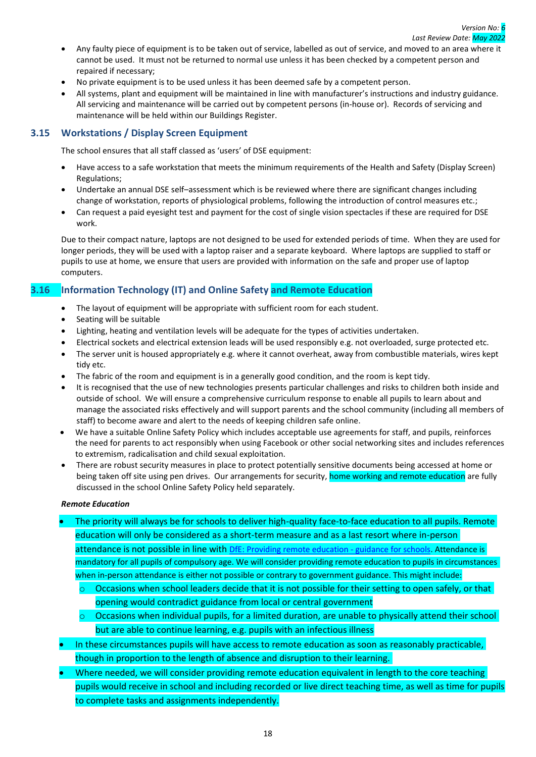- Any faulty piece of equipment is to be taken out of service, labelled as out of service, and moved to an area where it cannot be used. It must not be returned to normal use unless it has been checked by a competent person and repaired if necessary;
- No private equipment is to be used unless it has been deemed safe by a competent person.
- All systems, plant and equipment will be maintained in line with manufacturer's instructions and industry guidance. All servicing and maintenance will be carried out by competent persons (in-house or). Records of servicing and maintenance will be held within our Buildings Register.

### 3.15 Workstations / Display Screen Equipment

The school ensures that all staff classed as 'users' of DSE equipment:

- Have access to a safe workstation that meets the minimum requirements of the Health and Safety (Display Screen) Regulations;
- Undertake an annual DSE self–assessment which is be reviewed where there are significant changes including change of workstation, reports of physiological problems, following the introduction of control measures etc.;
- Can request a paid eyesight test and payment for the cost of single vision spectacles if these are required for DSE work.

Due to their compact nature, laptops are not designed to be used for extended periods of time. When they are used for longer periods, they will be used with a laptop raiser and a separate keyboard. Where laptops are supplied to staff or pupils to use at home, we ensure that users are provided with information on the safe and proper use of laptop computers.

### 3.16 Information Technology (IT) and Online Safety and Remote Education

- The layout of equipment will be appropriate with sufficient room for each student.
- Seating will be suitable
- Lighting, heating and ventilation levels will be adequate for the types of activities undertaken.
- Electrical sockets and electrical extension leads will be used responsibly e.g. not overloaded, surge protected etc.
- The server unit is housed appropriately e.g. where it cannot overheat, away from combustible materials, wires kept tidy etc.
- The fabric of the room and equipment is in a generally good condition, and the room is kept tidy.
- It is recognised that the use of new technologies presents particular challenges and risks to children both inside and outside of school. We will ensure a comprehensive curriculum response to enable all pupils to learn about and manage the associated risks effectively and will support parents and the school community (including all members of staff) to become aware and alert to the needs of keeping children safe online.
- We have a suitable Online Safety Policy which includes acceptable use agreements for staff, and pupils, reinforces the need for parents to act responsibly when using Facebook or other social networking sites and includes references to extremism, radicalisation and child sexual exploitation.
- There are robust security measures in place to protect potentially sensitive documents being accessed at home or being taken off site using pen drives. Our arrangements for security, home working and remote education are fully discussed in the school Online Safety Policy held separately.

***Remote Education***

- The priority will always be for schools to deliver high-quality face-to-face education to all pupils. Remote education will only be considered as a short-term measure and as a last resort where in-person attendance is not possible in line with DfE: Providing remote education - guidance for schools. Attendance is mandatory for all pupils of compulsory age. We will consider providing remote education to pupils in circumstances when in-person attendance is either not possible or contrary to government guidance. This might include:
  - Occasions when school leaders decide that it is not possible for their setting to open safely, or that opening would contradict guidance from local or central government
  - Occasions when individual pupils, for a limited duration, are unable to physically attend their school but are able to continue learning, e.g. pupils with an infectious illness
- In these circumstances pupils will have access to remote education as soon as reasonably practicable, though in proportion to the length of absence and disruption to their learning.
- Where needed, we will consider providing remote education equivalent in length to the core teaching pupils would receive in school and including recorded or live direct teaching time, as well as time for pupils to complete tasks and assignments independently.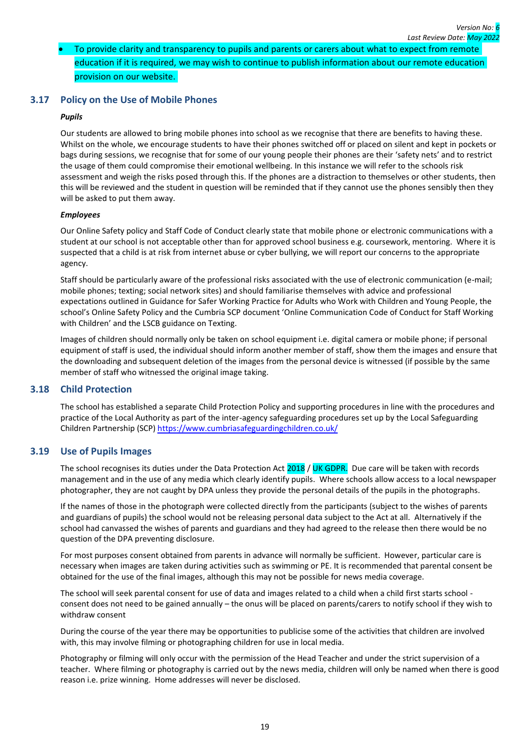- To provide clarity and transparency to pupils and parents or carers about what to expect from remote education if it is required, we may wish to continue to publish information about our remote education provision on our website.

## 3.17 Policy on the Use of Mobile Phones

***Pupils***

Our students are allowed to bring mobile phones into school as we recognise that there are benefits to having these. Whilst on the whole, we encourage students to have their phones switched off or placed on silent and kept in pockets or bags during sessions, we recognise that for some of our young people their phones are their 'safety nets' and to restrict the usage of them could compromise their emotional wellbeing. In this instance we will refer to the schools risk assessment and weigh the risks posed through this. If the phones are a distraction to themselves or other students, then this will be reviewed and the student in question will be reminded that if they cannot use the phones sensibly then they will be asked to put them away.

***Employees***

Our Online Safety policy and Staff Code of Conduct clearly state that mobile phone or electronic communications with a student at our school is not acceptable other than for approved school business e.g. coursework, mentoring. Where it is suspected that a child is at risk from internet abuse or cyber bullying, we will report our concerns to the appropriate agency.

Staff should be particularly aware of the professional risks associated with the use of electronic communication (e-mail; mobile phones; texting; social network sites) and should familiarise themselves with advice and professional expectations outlined in Guidance for Safer Working Practice for Adults who Work with Children and Young People, the school's Online Safety Policy and the Cumbria SCP document 'Online Communication Code of Conduct for Staff Working with Children' and the LSCB guidance on Texting.

Images of children should normally only be taken on school equipment i.e. digital camera or mobile phone; if personal equipment of staff is used, the individual should inform another member of staff, show them the images and ensure that the downloading and subsequent deletion of the images from the personal device is witnessed (if possible by the same member of staff who witnessed the original image taking.

## 3.18 Child Protection

The school has established a separate Child Protection Policy and supporting procedures in line with the procedures and practice of the Local Authority as part of the inter-agency safeguarding procedures set up by the Local Safeguarding Children Partnership (SCP) https://www.cumbriasafeguardingchildren.co.uk/

## 3.19 Use of Pupils Images

The school recognises its duties under the Data Protection Act 2018 / UK GDPR. Due care will be taken with records management and in the use of any media which clearly identify pupils. Where schools allow access to a local newspaper photographer, they are not caught by DPA unless they provide the personal details of the pupils in the photographs.

If the names of those in the photograph were collected directly from the participants (subject to the wishes of parents and guardians of pupils) the school would not be releasing personal data subject to the Act at all. Alternatively if the school had canvassed the wishes of parents and guardians and they had agreed to the release then there would be no question of the DPA preventing disclosure.

For most purposes consent obtained from parents in advance will normally be sufficient. However, particular care is necessary when images are taken during activities such as swimming or PE. It is recommended that parental consent be obtained for the use of the final images, although this may not be possible for news media coverage.

The school will seek parental consent for use of data and images related to a child when a child first starts school - consent does not need to be gained annually – the onus will be placed on parents/carers to notify school if they wish to withdraw consent

During the course of the year there may be opportunities to publicise some of the activities that children are involved with, this may involve filming or photographing children for use in local media.

Photography or filming will only occur with the permission of the Head Teacher and under the strict supervision of a teacher. Where filming or photography is carried out by the news media, children will only be named when there is good reason i.e. prize winning. Home addresses will never be disclosed.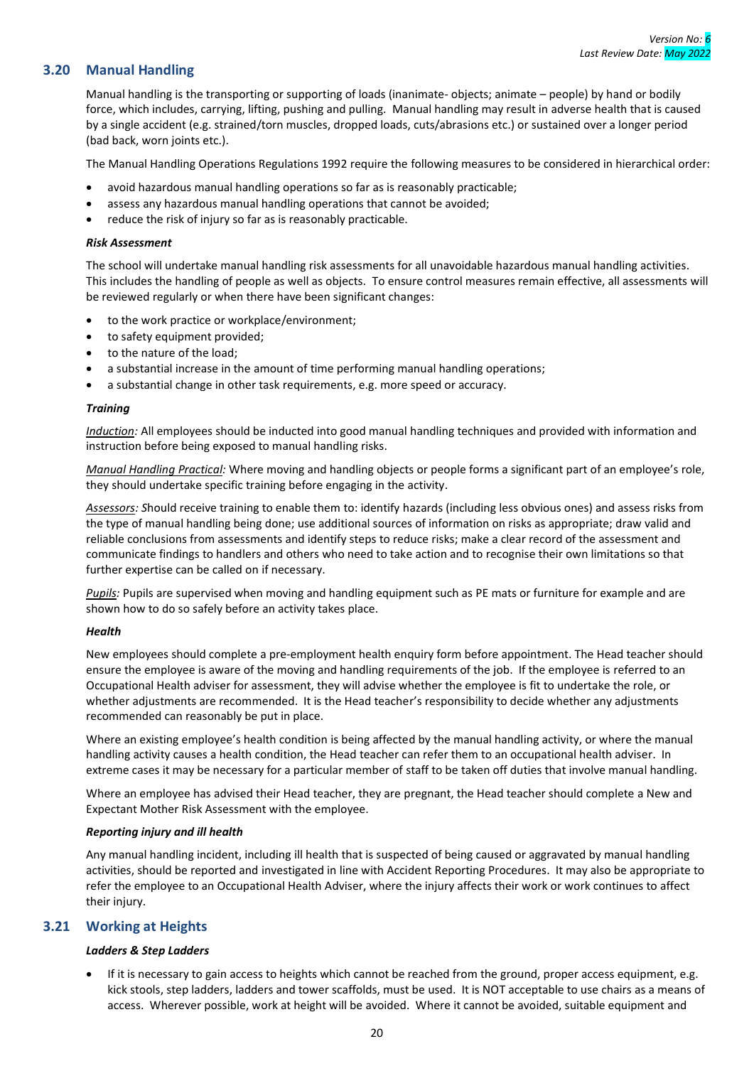## 3.20 Manual Handling

Manual handling is the transporting or supporting of loads (inanimate- objects; animate – people) by hand or bodily force, which includes, carrying, lifting, pushing and pulling. Manual handling may result in adverse health that is caused by a single accident (e.g. strained/torn muscles, dropped loads, cuts/abrasions etc.) or sustained over a longer period (bad back, worn joints etc.).

The Manual Handling Operations Regulations 1992 require the following measures to be considered in hierarchical order:

- avoid hazardous manual handling operations so far as is reasonably practicable;
- assess any hazardous manual handling operations that cannot be avoided;
- reduce the risk of injury so far as is reasonably practicable.

***Risk Assessment***

The school will undertake manual handling risk assessments for all unavoidable hazardous manual handling activities. This includes the handling of people as well as objects. To ensure control measures remain effective, all assessments will be reviewed regularly or when there have been significant changes:

- to the work practice or workplace/environment;
- to safety equipment provided;
- to the nature of the load;
- a substantial increase in the amount of time performing manual handling operations;
- a substantial change in other task requirements, e.g. more speed or accuracy.

***Training***

*Induction:* All employees should be inducted into good manual handling techniques and provided with information and instruction before being exposed to manual handling risks.

*Manual Handling Practical:* Where moving and handling objects or people forms a significant part of an employee's role, they should undertake specific training before engaging in the activity.

*Assessors: S*hould receive training to enable them to: identify hazards (including less obvious ones) and assess risks from the type of manual handling being done; use additional sources of information on risks as appropriate; draw valid and reliable conclusions from assessments and identify steps to reduce risks; make a clear record of the assessment and communicate findings to handlers and others who need to take action and to recognise their own limitations so that further expertise can be called on if necessary.

*Pupils:* Pupils are supervised when moving and handling equipment such as PE mats or furniture for example and are shown how to do so safely before an activity takes place.

***Health***

New employees should complete a pre-employment health enquiry form before appointment. The Head teacher should ensure the employee is aware of the moving and handling requirements of the job. If the employee is referred to an Occupational Health adviser for assessment, they will advise whether the employee is fit to undertake the role, or whether adjustments are recommended. It is the Head teacher's responsibility to decide whether any adjustments recommended can reasonably be put in place.

Where an existing employee's health condition is being affected by the manual handling activity, or where the manual handling activity causes a health condition, the Head teacher can refer them to an occupational health adviser. In extreme cases it may be necessary for a particular member of staff to be taken off duties that involve manual handling.

Where an employee has advised their Head teacher, they are pregnant, the Head teacher should complete a New and Expectant Mother Risk Assessment with the employee.

***Reporting injury and ill health***

Any manual handling incident, including ill health that is suspected of being caused or aggravated by manual handling activities, should be reported and investigated in line with Accident Reporting Procedures. It may also be appropriate to refer the employee to an Occupational Health Adviser, where the injury affects their work or work continues to affect their injury.

## 3.21 Working at Heights

***Ladders & Step Ladders***

- If it is necessary to gain access to heights which cannot be reached from the ground, proper access equipment, e.g. kick stools, step ladders, ladders and tower scaffolds, must be used. It is NOT acceptable to use chairs as a means of access. Wherever possible, work at height will be avoided. Where it cannot be avoided, suitable equipment and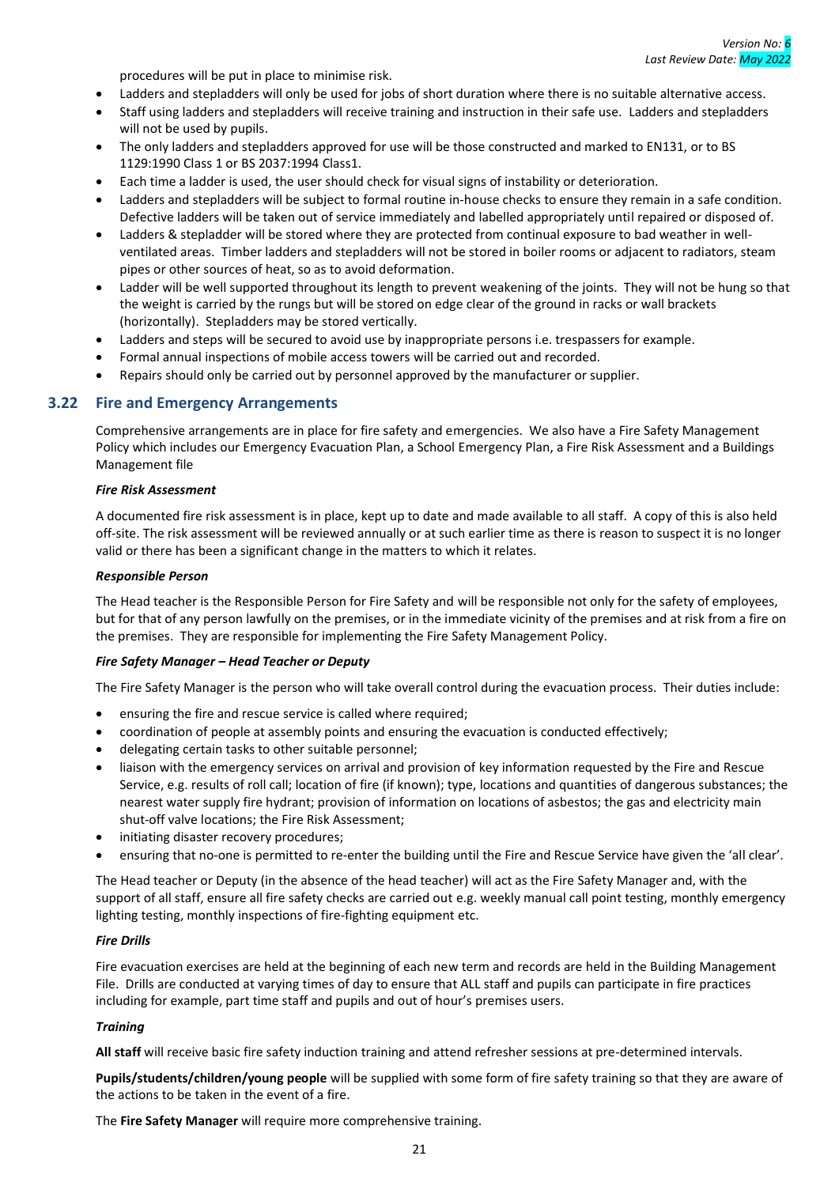procedures will be put in place to minimise risk.

- Ladders and stepladders will only be used for jobs of short duration where there is no suitable alternative access.
- Staff using ladders and stepladders will receive training and instruction in their safe use. Ladders and stepladders will not be used by pupils.
- The only ladders and stepladders approved for use will be those constructed and marked to EN131, or to BS 1129:1990 Class 1 or BS 2037:1994 Class1.
- Each time a ladder is used, the user should check for visual signs of instability or deterioration.
- Ladders and stepladders will be subject to formal routine in-house checks to ensure they remain in a safe condition. Defective ladders will be taken out of service immediately and labelled appropriately until repaired or disposed of.
- Ladders & stepladder will be stored where they are protected from continual exposure to bad weather in well-ventilated areas. Timber ladders and stepladders will not be stored in boiler rooms or adjacent to radiators, steam pipes or other sources of heat, so as to avoid deformation.
- Ladder will be well supported throughout its length to prevent weakening of the joints. They will not be hung so that the weight is carried by the rungs but will be stored on edge clear of the ground in racks or wall brackets (horizontally). Stepladders may be stored vertically.
- Ladders and steps will be secured to avoid use by inappropriate persons i.e. trespassers for example.
- Formal annual inspections of mobile access towers will be carried out and recorded.
- Repairs should only be carried out by personnel approved by the manufacturer or supplier.

## 3.22 Fire and Emergency Arrangements

Comprehensive arrangements are in place for fire safety and emergencies. We also have a Fire Safety Management Policy which includes our Emergency Evacuation Plan, a School Emergency Plan, a Fire Risk Assessment and a Buildings Management file

***Fire Risk Assessment***

A documented fire risk assessment is in place, kept up to date and made available to all staff. A copy of this is also held off-site. The risk assessment will be reviewed annually or at such earlier time as there is reason to suspect it is no longer valid or there has been a significant change in the matters to which it relates.

***Responsible Person***

The Head teacher is the Responsible Person for Fire Safety and will be responsible not only for the safety of employees, but for that of any person lawfully on the premises, or in the immediate vicinity of the premises and at risk from a fire on the premises. They are responsible for implementing the Fire Safety Management Policy.

***Fire Safety Manager – Head Teacher or Deputy***

The Fire Safety Manager is the person who will take overall control during the evacuation process. Their duties include:

- ensuring the fire and rescue service is called where required;
- coordination of people at assembly points and ensuring the evacuation is conducted effectively;
- delegating certain tasks to other suitable personnel;
- liaison with the emergency services on arrival and provision of key information requested by the Fire and Rescue Service, e.g. results of roll call; location of fire (if known); type, locations and quantities of dangerous substances; the nearest water supply fire hydrant; provision of information on locations of asbestos; the gas and electricity main shut-off valve locations; the Fire Risk Assessment;
- initiating disaster recovery procedures;
- ensuring that no-one is permitted to re-enter the building until the Fire and Rescue Service have given the 'all clear'.

The Head teacher or Deputy (in the absence of the head teacher) will act as the Fire Safety Manager and, with the support of all staff, ensure all fire safety checks are carried out e.g. weekly manual call point testing, monthly emergency lighting testing, monthly inspections of fire-fighting equipment etc.

***Fire Drills***

Fire evacuation exercises are held at the beginning of each new term and records are held in the Building Management File. Drills are conducted at varying times of day to ensure that ALL staff and pupils can participate in fire practices including for example, part time staff and pupils and out of hour's premises users.

***Training***

**All staff** will receive basic fire safety induction training and attend refresher sessions at pre-determined intervals.

**Pupils/students/children/young people** will be supplied with some form of fire safety training so that they are aware of the actions to be taken in the event of a fire.

The **Fire Safety Manager** will require more comprehensive training.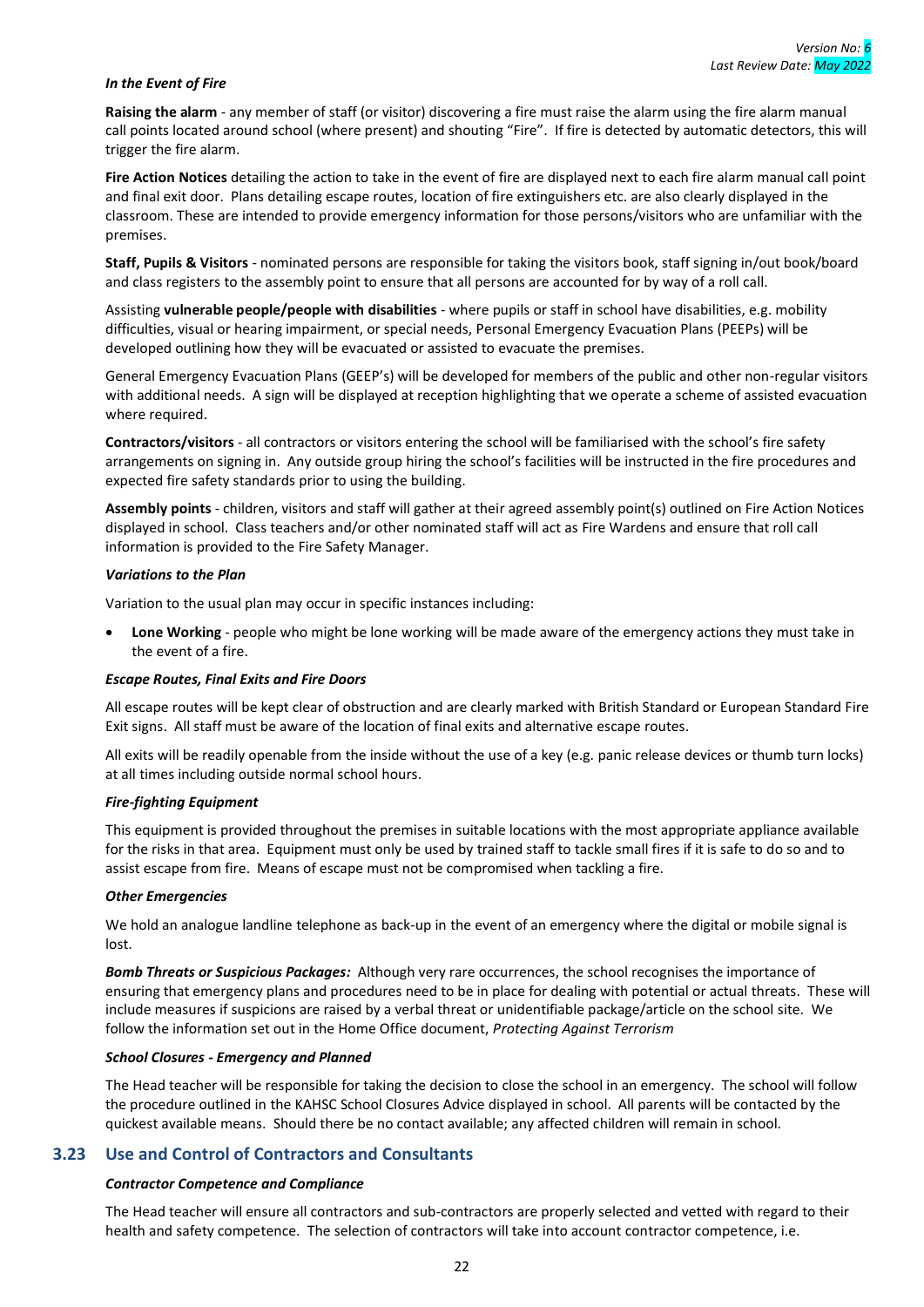*In the Event of Fire*

**Raising the alarm** - any member of staff (or visitor) discovering a fire must raise the alarm using the fire alarm manual call points located around school (where present) and shouting "Fire". If fire is detected by automatic detectors, this will trigger the fire alarm.

**Fire Action Notices** detailing the action to take in the event of fire are displayed next to each fire alarm manual call point and final exit door. Plans detailing escape routes, location of fire extinguishers etc. are also clearly displayed in the classroom. These are intended to provide emergency information for those persons/visitors who are unfamiliar with the premises.

**Staff, Pupils & Visitors** - nominated persons are responsible for taking the visitors book, staff signing in/out book/board and class registers to the assembly point to ensure that all persons are accounted for by way of a roll call.

Assisting **vulnerable people/people with disabilities** - where pupils or staff in school have disabilities, e.g. mobility difficulties, visual or hearing impairment, or special needs, Personal Emergency Evacuation Plans (PEEPs) will be developed outlining how they will be evacuated or assisted to evacuate the premises.

General Emergency Evacuation Plans (GEEP's) will be developed for members of the public and other non-regular visitors with additional needs. A sign will be displayed at reception highlighting that we operate a scheme of assisted evacuation where required.

**Contractors/visitors** - all contractors or visitors entering the school will be familiarised with the school's fire safety arrangements on signing in. Any outside group hiring the school's facilities will be instructed in the fire procedures and expected fire safety standards prior to using the building.

**Assembly points** - children, visitors and staff will gather at their agreed assembly point(s) outlined on Fire Action Notices displayed in school. Class teachers and/or other nominated staff will act as Fire Wardens and ensure that roll call information is provided to the Fire Safety Manager.

***Variations to the Plan***

Variation to the usual plan may occur in specific instances including:

- **Lone Working** - people who might be lone working will be made aware of the emergency actions they must take in the event of a fire.

***Escape Routes, Final Exits and Fire Doors***

All escape routes will be kept clear of obstruction and are clearly marked with British Standard or European Standard Fire Exit signs. All staff must be aware of the location of final exits and alternative escape routes.

All exits will be readily openable from the inside without the use of a key (e.g. panic release devices or thumb turn locks) at all times including outside normal school hours.

***Fire-fighting Equipment***

This equipment is provided throughout the premises in suitable locations with the most appropriate appliance available for the risks in that area. Equipment must only be used by trained staff to tackle small fires if it is safe to do so and to assist escape from fire. Means of escape must not be compromised when tackling a fire.

***Other Emergencies***

We hold an analogue landline telephone as back-up in the event of an emergency where the digital or mobile signal is lost.

***Bomb Threats or Suspicious Packages:*** Although very rare occurrences, the school recognises the importance of ensuring that emergency plans and procedures need to be in place for dealing with potential or actual threats. These will include measures if suspicions are raised by a verbal threat or unidentifiable package/article on the school site. We follow the information set out in the Home Office document, *Protecting Against Terrorism*

***School Closures - Emergency and Planned***

The Head teacher will be responsible for taking the decision to close the school in an emergency. The school will follow the procedure outlined in the KAHSC School Closures Advice displayed in school. All parents will be contacted by the quickest available means. Should there be no contact available; any affected children will remain in school.

## 3.23 Use and Control of Contractors and Consultants

***Contractor Competence and Compliance***

The Head teacher will ensure all contractors and sub-contractors are properly selected and vetted with regard to their health and safety competence. The selection of contractors will take into account contractor competence, i.e.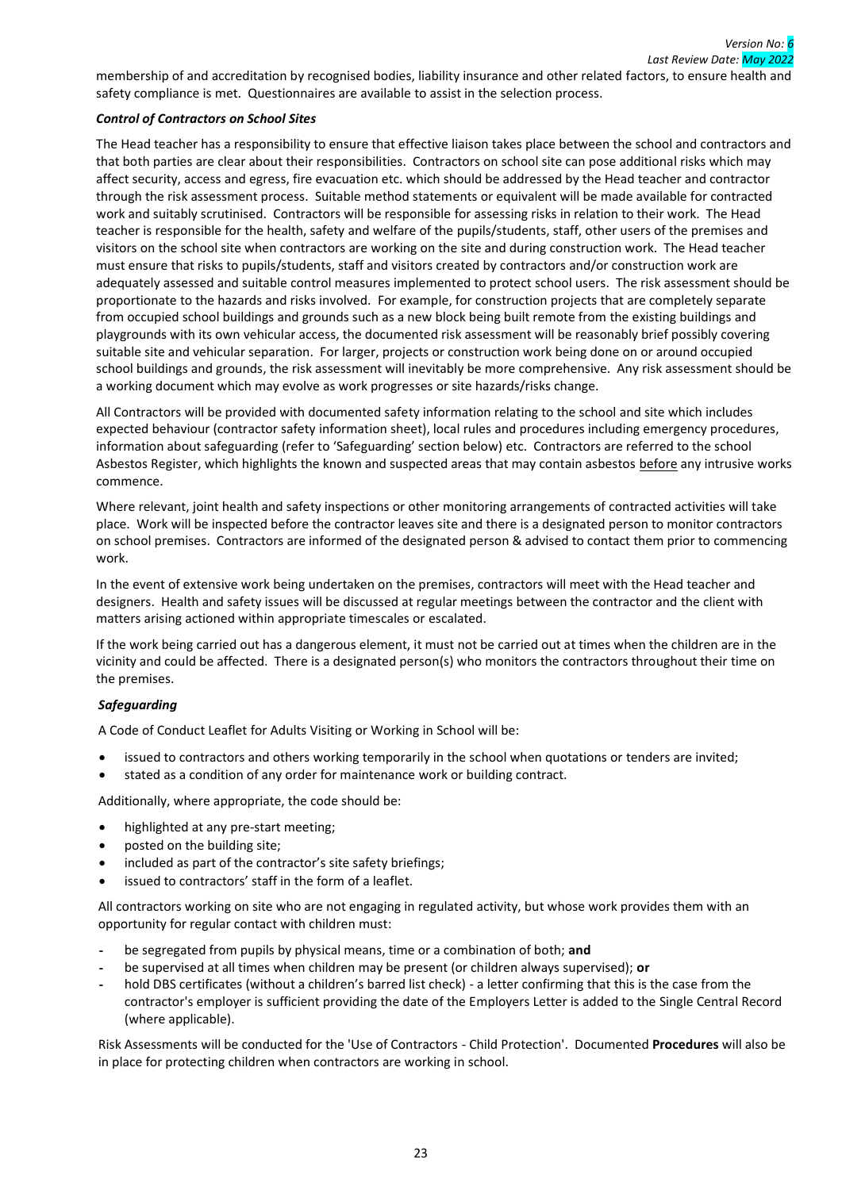membership of and accreditation by recognised bodies, liability insurance and other related factors, to ensure health and safety compliance is met. Questionnaires are available to assist in the selection process.

***Control of Contractors on School Sites***

The Head teacher has a responsibility to ensure that effective liaison takes place between the school and contractors and that both parties are clear about their responsibilities. Contractors on school site can pose additional risks which may affect security, access and egress, fire evacuation etc. which should be addressed by the Head teacher and contractor through the risk assessment process. Suitable method statements or equivalent will be made available for contracted work and suitably scrutinised. Contractors will be responsible for assessing risks in relation to their work. The Head teacher is responsible for the health, safety and welfare of the pupils/students, staff, other users of the premises and visitors on the school site when contractors are working on the site and during construction work. The Head teacher must ensure that risks to pupils/students, staff and visitors created by contractors and/or construction work are adequately assessed and suitable control measures implemented to protect school users. The risk assessment should be proportionate to the hazards and risks involved. For example, for construction projects that are completely separate from occupied school buildings and grounds such as a new block being built remote from the existing buildings and playgrounds with its own vehicular access, the documented risk assessment will be reasonably brief possibly covering suitable site and vehicular separation. For larger, projects or construction work being done on or around occupied school buildings and grounds, the risk assessment will inevitably be more comprehensive. Any risk assessment should be a working document which may evolve as work progresses or site hazards/risks change.

All Contractors will be provided with documented safety information relating to the school and site which includes expected behaviour (contractor safety information sheet), local rules and procedures including emergency procedures, information about safeguarding (refer to 'Safeguarding' section below) etc. Contractors are referred to the school Asbestos Register, which highlights the known and suspected areas that may contain asbestos before any intrusive works commence.

Where relevant, joint health and safety inspections or other monitoring arrangements of contracted activities will take place. Work will be inspected before the contractor leaves site and there is a designated person to monitor contractors on school premises. Contractors are informed of the designated person & advised to contact them prior to commencing work.

In the event of extensive work being undertaken on the premises, contractors will meet with the Head teacher and designers. Health and safety issues will be discussed at regular meetings between the contractor and the client with matters arising actioned within appropriate timescales or escalated.

If the work being carried out has a dangerous element, it must not be carried out at times when the children are in the vicinity and could be affected. There is a designated person(s) who monitors the contractors throughout their time on the premises.

***Safeguarding***

A Code of Conduct Leaflet for Adults Visiting or Working in School will be:

- issued to contractors and others working temporarily in the school when quotations or tenders are invited;
- stated as a condition of any order for maintenance work or building contract.

Additionally, where appropriate, the code should be:

- highlighted at any pre-start meeting;
- posted on the building site;
- included as part of the contractor's site safety briefings;
- issued to contractors' staff in the form of a leaflet.

All contractors working on site who are not engaging in regulated activity, but whose work provides them with an opportunity for regular contact with children must:

- be segregated from pupils by physical means, time or a combination of both; **and**
- be supervised at all times when children may be present (or children always supervised); **or**
- hold DBS certificates (without a children's barred list check) - a letter confirming that this is the case from the contractor's employer is sufficient providing the date of the Employers Letter is added to the Single Central Record (where applicable).

Risk Assessments will be conducted for the 'Use of Contractors - Child Protection'. Documented **Procedures** will also be in place for protecting children when contractors are working in school.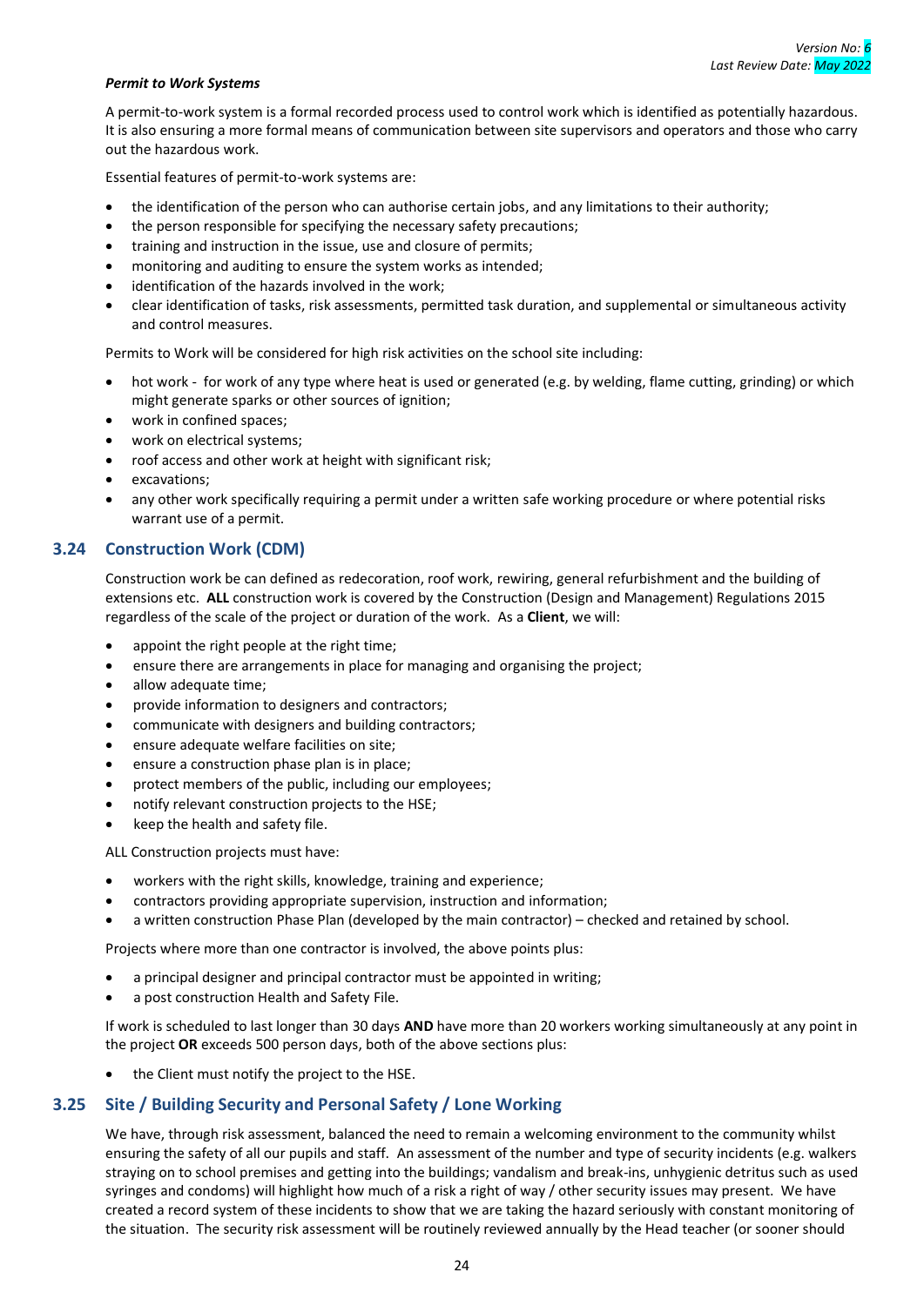***Permit to Work Systems***

A permit-to-work system is a formal recorded process used to control work which is identified as potentially hazardous. It is also ensuring a more formal means of communication between site supervisors and operators and those who carry out the hazardous work.

Essential features of permit-to-work systems are:

- the identification of the person who can authorise certain jobs, and any limitations to their authority;
- the person responsible for specifying the necessary safety precautions;
- training and instruction in the issue, use and closure of permits;
- monitoring and auditing to ensure the system works as intended;
- identification of the hazards involved in the work;
- clear identification of tasks, risk assessments, permitted task duration, and supplemental or simultaneous activity and control measures.

Permits to Work will be considered for high risk activities on the school site including:

- hot work - for work of any type where heat is used or generated (e.g. by welding, flame cutting, grinding) or which might generate sparks or other sources of ignition;
- work in confined spaces;
- work on electrical systems;
- roof access and other work at height with significant risk;
- excavations;
- any other work specifically requiring a permit under a written safe working procedure or where potential risks warrant use of a permit.

## 3.24 Construction Work (CDM)

Construction work be can defined as redecoration, roof work, rewiring, general refurbishment and the building of extensions etc. **ALL** construction work is covered by the Construction (Design and Management) Regulations 2015 regardless of the scale of the project or duration of the work. As a **Client**, we will:

- appoint the right people at the right time;
- ensure there are arrangements in place for managing and organising the project;
- allow adequate time;
- provide information to designers and contractors;
- communicate with designers and building contractors;
- ensure adequate welfare facilities on site;
- ensure a construction phase plan is in place;
- protect members of the public, including our employees;
- notify relevant construction projects to the HSE;
- keep the health and safety file.

ALL Construction projects must have:

- workers with the right skills, knowledge, training and experience;
- contractors providing appropriate supervision, instruction and information;
- a written construction Phase Plan (developed by the main contractor) – checked and retained by school.

Projects where more than one contractor is involved, the above points plus:

- a principal designer and principal contractor must be appointed in writing;
- a post construction Health and Safety File.

If work is scheduled to last longer than 30 days **AND** have more than 20 workers working simultaneously at any point in the project **OR** exceeds 500 person days, both of the above sections plus:

- the Client must notify the project to the HSE.

## 3.25 Site / Building Security and Personal Safety / Lone Working

We have, through risk assessment, balanced the need to remain a welcoming environment to the community whilst ensuring the safety of all our pupils and staff. An assessment of the number and type of security incidents (e.g. walkers straying on to school premises and getting into the buildings; vandalism and break-ins, unhygienic detritus such as used syringes and condoms) will highlight how much of a risk a right of way / other security issues may present. We have created a record system of these incidents to show that we are taking the hazard seriously with constant monitoring of the situation. The security risk assessment will be routinely reviewed annually by the Head teacher (or sooner should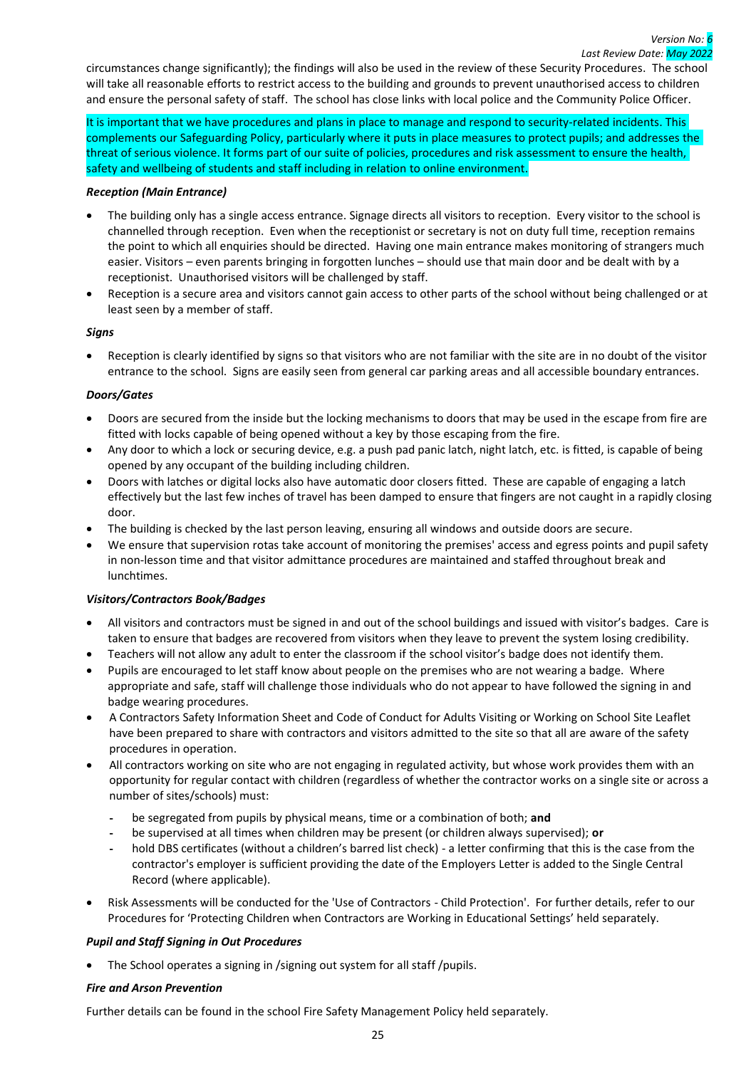circumstances change significantly); the findings will also be used in the review of these Security Procedures. The school will take all reasonable efforts to restrict access to the building and grounds to prevent unauthorised access to children and ensure the personal safety of staff. The school has close links with local police and the Community Police Officer.

It is important that we have procedures and plans in place to manage and respond to security-related incidents. This complements our Safeguarding Policy, particularly where it puts in place measures to protect pupils; and addresses the threat of serious violence. It forms part of our suite of policies, procedures and risk assessment to ensure the health, safety and wellbeing of students and staff including in relation to online environment.

***Reception (Main Entrance)***

- The building only has a single access entrance. Signage directs all visitors to reception. Every visitor to the school is channelled through reception. Even when the receptionist or secretary is not on duty full time, reception remains the point to which all enquiries should be directed. Having one main entrance makes monitoring of strangers much easier. Visitors – even parents bringing in forgotten lunches – should use that main door and be dealt with by a receptionist. Unauthorised visitors will be challenged by staff.
- Reception is a secure area and visitors cannot gain access to other parts of the school without being challenged or at least seen by a member of staff.

***Signs***

- Reception is clearly identified by signs so that visitors who are not familiar with the site are in no doubt of the visitor entrance to the school. Signs are easily seen from general car parking areas and all accessible boundary entrances.

***Doors/Gates***

- Doors are secured from the inside but the locking mechanisms to doors that may be used in the escape from fire are fitted with locks capable of being opened without a key by those escaping from the fire.
- Any door to which a lock or securing device, e.g. a push pad panic latch, night latch, etc. is fitted, is capable of being opened by any occupant of the building including children.
- Doors with latches or digital locks also have automatic door closers fitted. These are capable of engaging a latch effectively but the last few inches of travel has been damped to ensure that fingers are not caught in a rapidly closing door.
- The building is checked by the last person leaving, ensuring all windows and outside doors are secure.
- We ensure that supervision rotas take account of monitoring the premises' access and egress points and pupil safety in non-lesson time and that visitor admittance procedures are maintained and staffed throughout break and lunchtimes.

***Visitors/Contractors Book/Badges***

- All visitors and contractors must be signed in and out of the school buildings and issued with visitor's badges. Care is taken to ensure that badges are recovered from visitors when they leave to prevent the system losing credibility.
- Teachers will not allow any adult to enter the classroom if the school visitor's badge does not identify them.
- Pupils are encouraged to let staff know about people on the premises who are not wearing a badge. Where appropriate and safe, staff will challenge those individuals who do not appear to have followed the signing in and badge wearing procedures.
- A Contractors Safety Information Sheet and Code of Conduct for Adults Visiting or Working on School Site Leaflet have been prepared to share with contractors and visitors admitted to the site so that all are aware of the safety procedures in operation.
- All contractors working on site who are not engaging in regulated activity, but whose work provides them with an opportunity for regular contact with children (regardless of whether the contractor works on a single site or across a number of sites/schools) must:
  - be segregated from pupils by physical means, time or a combination of both; **and**
  - be supervised at all times when children may be present (or children always supervised); **or**
  - hold DBS certificates (without a children's barred list check) - a letter confirming that this is the case from the contractor's employer is sufficient providing the date of the Employers Letter is added to the Single Central Record (where applicable).
- Risk Assessments will be conducted for the 'Use of Contractors - Child Protection'. For further details, refer to our Procedures for 'Protecting Children when Contractors are Working in Educational Settings' held separately.

***Pupil and Staff Signing in Out Procedures***

- The School operates a signing in /signing out system for all staff /pupils.

***Fire and Arson Prevention***

Further details can be found in the school Fire Safety Management Policy held separately.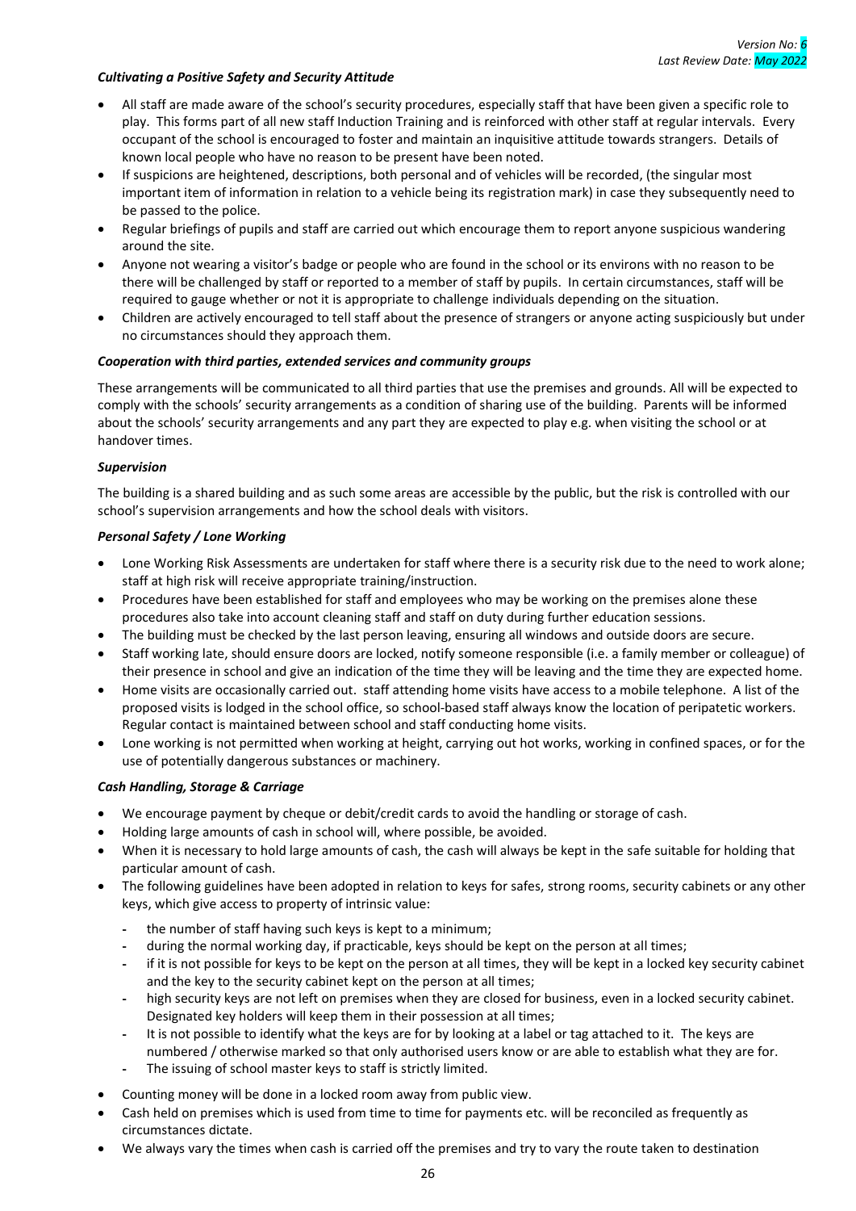### *Cultivating a Positive Safety and Security Attitude*

- All staff are made aware of the school's security procedures, especially staff that have been given a specific role to play. This forms part of all new staff Induction Training and is reinforced with other staff at regular intervals. Every occupant of the school is encouraged to foster and maintain an inquisitive attitude towards strangers. Details of known local people who have no reason to be present have been noted.
- If suspicions are heightened, descriptions, both personal and of vehicles will be recorded, (the singular most important item of information in relation to a vehicle being its registration mark) in case they subsequently need to be passed to the police.
- Regular briefings of pupils and staff are carried out which encourage them to report anyone suspicious wandering around the site.
- Anyone not wearing a visitor's badge or people who are found in the school or its environs with no reason to be there will be challenged by staff or reported to a member of staff by pupils. In certain circumstances, staff will be required to gauge whether or not it is appropriate to challenge individuals depending on the situation.
- Children are actively encouraged to tell staff about the presence of strangers or anyone acting suspiciously but under no circumstances should they approach them.

### *Cooperation with third parties, extended services and community groups*

These arrangements will be communicated to all third parties that use the premises and grounds. All will be expected to comply with the schools' security arrangements as a condition of sharing use of the building. Parents will be informed about the schools' security arrangements and any part they are expected to play e.g. when visiting the school or at handover times.

### *Supervision*

The building is a shared building and as such some areas are accessible by the public, but the risk is controlled with our school's supervision arrangements and how the school deals with visitors.

### *Personal Safety / Lone Working*

- Lone Working Risk Assessments are undertaken for staff where there is a security risk due to the need to work alone; staff at high risk will receive appropriate training/instruction.
- Procedures have been established for staff and employees who may be working on the premises alone these procedures also take into account cleaning staff and staff on duty during further education sessions.
- The building must be checked by the last person leaving, ensuring all windows and outside doors are secure.
- Staff working late, should ensure doors are locked, notify someone responsible (i.e. a family member or colleague) of their presence in school and give an indication of the time they will be leaving and the time they are expected home.
- Home visits are occasionally carried out. staff attending home visits have access to a mobile telephone. A list of the proposed visits is lodged in the school office, so school-based staff always know the location of peripatetic workers. Regular contact is maintained between school and staff conducting home visits.
- Lone working is not permitted when working at height, carrying out hot works, working in confined spaces, or for the use of potentially dangerous substances or machinery.

### *Cash Handling, Storage & Carriage*

- We encourage payment by cheque or debit/credit cards to avoid the handling or storage of cash.
- Holding large amounts of cash in school will, where possible, be avoided.
- When it is necessary to hold large amounts of cash, the cash will always be kept in the safe suitable for holding that particular amount of cash.
- The following guidelines have been adopted in relation to keys for safes, strong rooms, security cabinets or any other keys, which give access to property of intrinsic value:
  - the number of staff having such keys is kept to a minimum;
  - during the normal working day, if practicable, keys should be kept on the person at all times;
  - if it is not possible for keys to be kept on the person at all times, they will be kept in a locked key security cabinet and the key to the security cabinet kept on the person at all times;
  - high security keys are not left on premises when they are closed for business, even in a locked security cabinet. Designated key holders will keep them in their possession at all times;
  - It is not possible to identify what the keys are for by looking at a label or tag attached to it. The keys are numbered / otherwise marked so that only authorised users know or are able to establish what they are for.
  - The issuing of school master keys to staff is strictly limited.
- Counting money will be done in a locked room away from public view.
- Cash held on premises which is used from time to time for payments etc. will be reconciled as frequently as circumstances dictate.
- We always vary the times when cash is carried off the premises and try to vary the route taken to destination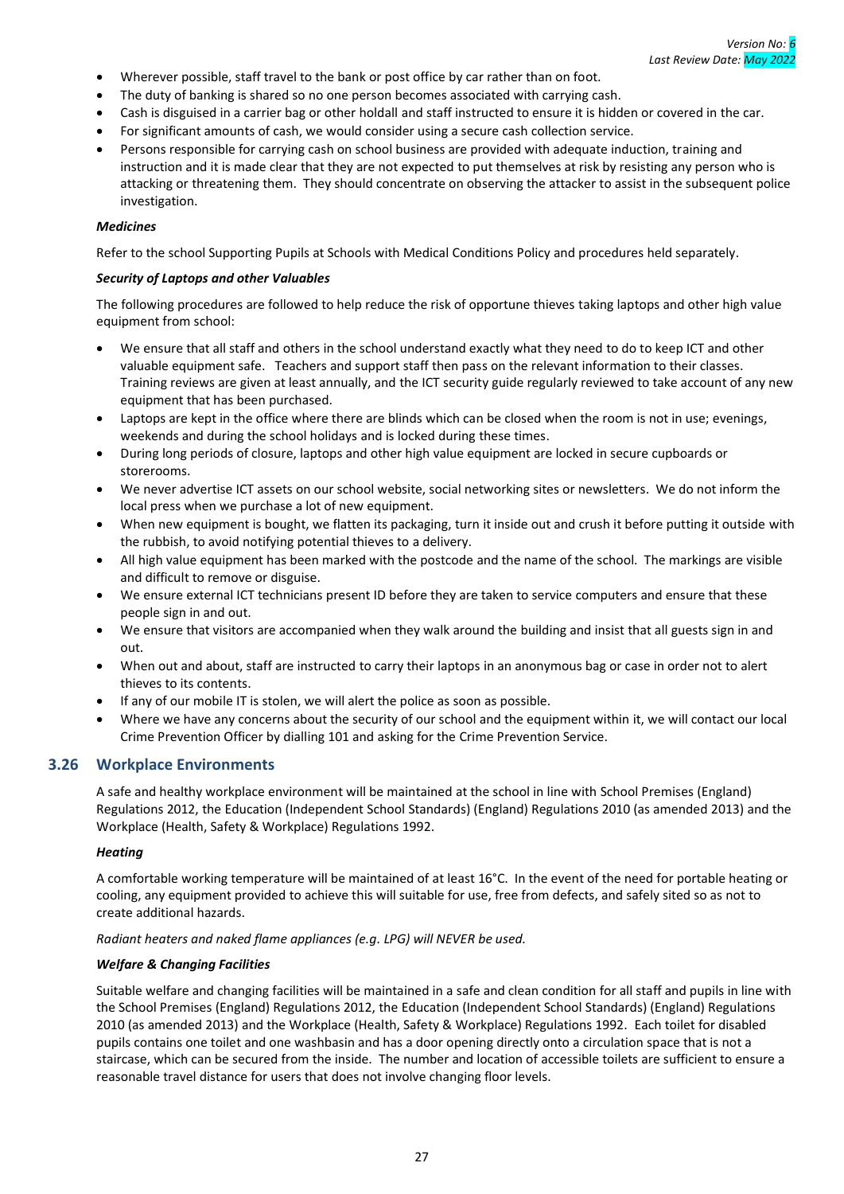- Wherever possible, staff travel to the bank or post office by car rather than on foot.
- The duty of banking is shared so no one person becomes associated with carrying cash.
- Cash is disguised in a carrier bag or other holdall and staff instructed to ensure it is hidden or covered in the car.
- For significant amounts of cash, we would consider using a secure cash collection service.
- Persons responsible for carrying cash on school business are provided with adequate induction, training and instruction and it is made clear that they are not expected to put themselves at risk by resisting any person who is attacking or threatening them. They should concentrate on observing the attacker to assist in the subsequent police investigation.

***Medicines***

Refer to the school Supporting Pupils at Schools with Medical Conditions Policy and procedures held separately.

***Security of Laptops and other Valuables***

The following procedures are followed to help reduce the risk of opportune thieves taking laptops and other high value equipment from school:

- We ensure that all staff and others in the school understand exactly what they need to do to keep ICT and other valuable equipment safe. Teachers and support staff then pass on the relevant information to their classes. Training reviews are given at least annually, and the ICT security guide regularly reviewed to take account of any new equipment that has been purchased.
- Laptops are kept in the office where there are blinds which can be closed when the room is not in use; evenings, weekends and during the school holidays and is locked during these times.
- During long periods of closure, laptops and other high value equipment are locked in secure cupboards or storerooms.
- We never advertise ICT assets on our school website, social networking sites or newsletters. We do not inform the local press when we purchase a lot of new equipment.
- When new equipment is bought, we flatten its packaging, turn it inside out and crush it before putting it outside with the rubbish, to avoid notifying potential thieves to a delivery.
- All high value equipment has been marked with the postcode and the name of the school. The markings are visible and difficult to remove or disguise.
- We ensure external ICT technicians present ID before they are taken to service computers and ensure that these people sign in and out.
- We ensure that visitors are accompanied when they walk around the building and insist that all guests sign in and out.
- When out and about, staff are instructed to carry their laptops in an anonymous bag or case in order not to alert thieves to its contents.
- If any of our mobile IT is stolen, we will alert the police as soon as possible.
- Where we have any concerns about the security of our school and the equipment within it, we will contact our local Crime Prevention Officer by dialling 101 and asking for the Crime Prevention Service.

## 3.26 Workplace Environments

A safe and healthy workplace environment will be maintained at the school in line with School Premises (England) Regulations 2012, the Education (Independent School Standards) (England) Regulations 2010 (as amended 2013) and the Workplace (Health, Safety & Workplace) Regulations 1992.

***Heating***

A comfortable working temperature will be maintained of at least 16°C. In the event of the need for portable heating or cooling, any equipment provided to achieve this will suitable for use, free from defects, and safely sited so as not to create additional hazards.

*Radiant heaters and naked flame appliances (e.g. LPG) will NEVER be used.*

***Welfare & Changing Facilities***

Suitable welfare and changing facilities will be maintained in a safe and clean condition for all staff and pupils in line with the School Premises (England) Regulations 2012, the Education (Independent School Standards) (England) Regulations 2010 (as amended 2013) and the Workplace (Health, Safety & Workplace) Regulations 1992. Each toilet for disabled pupils contains one toilet and one washbasin and has a door opening directly onto a circulation space that is not a staircase, which can be secured from the inside. The number and location of accessible toilets are sufficient to ensure a reasonable travel distance for users that does not involve changing floor levels.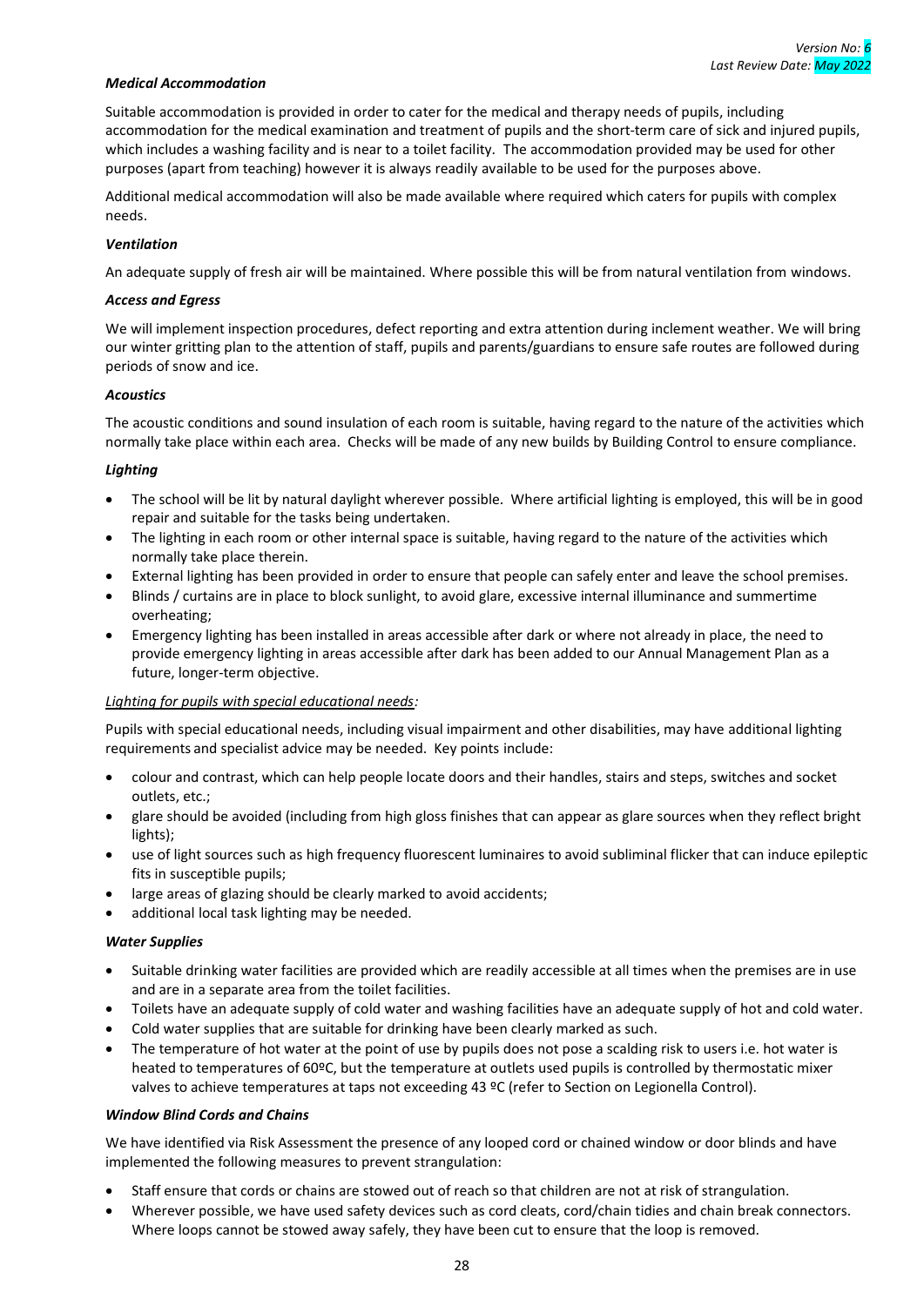***Medical Accommodation***

Suitable accommodation is provided in order to cater for the medical and therapy needs of pupils, including accommodation for the medical examination and treatment of pupils and the short-term care of sick and injured pupils, which includes a washing facility and is near to a toilet facility. The accommodation provided may be used for other purposes (apart from teaching) however it is always readily available to be used for the purposes above.

Additional medical accommodation will also be made available where required which caters for pupils with complex needs.

***Ventilation***

An adequate supply of fresh air will be maintained. Where possible this will be from natural ventilation from windows.

***Access and Egress***

We will implement inspection procedures, defect reporting and extra attention during inclement weather. We will bring our winter gritting plan to the attention of staff, pupils and parents/guardians to ensure safe routes are followed during periods of snow and ice.

***Acoustics***

The acoustic conditions and sound insulation of each room is suitable, having regard to the nature of the activities which normally take place within each area. Checks will be made of any new builds by Building Control to ensure compliance.

***Lighting***

- The school will be lit by natural daylight wherever possible. Where artificial lighting is employed, this will be in good repair and suitable for the tasks being undertaken.
- The lighting in each room or other internal space is suitable, having regard to the nature of the activities which normally take place therein.
- External lighting has been provided in order to ensure that people can safely enter and leave the school premises.
- Blinds / curtains are in place to block sunlight, to avoid glare, excessive internal illuminance and summertime overheating;
- Emergency lighting has been installed in areas accessible after dark or where not already in place, the need to provide emergency lighting in areas accessible after dark has been added to our Annual Management Plan as a future, longer-term objective.

*Lighting for pupils with special educational needs:*

Pupils with special educational needs, including visual impairment and other disabilities, may have additional lighting requirements and specialist advice may be needed. Key points include:

- colour and contrast, which can help people locate doors and their handles, stairs and steps, switches and socket outlets, etc.;
- glare should be avoided (including from high gloss finishes that can appear as glare sources when they reflect bright lights);
- use of light sources such as high frequency fluorescent luminaires to avoid subliminal flicker that can induce epileptic fits in susceptible pupils;
- large areas of glazing should be clearly marked to avoid accidents;
- additional local task lighting may be needed.

***Water Supplies***

- Suitable drinking water facilities are provided which are readily accessible at all times when the premises are in use and are in a separate area from the toilet facilities.
- Toilets have an adequate supply of cold water and washing facilities have an adequate supply of hot and cold water.
- Cold water supplies that are suitable for drinking have been clearly marked as such.
- The temperature of hot water at the point of use by pupils does not pose a scalding risk to users i.e. hot water is heated to temperatures of 60ºC, but the temperature at outlets used pupils is controlled by thermostatic mixer valves to achieve temperatures at taps not exceeding 43 ºC (refer to Section on Legionella Control).

***Window Blind Cords and Chains***

We have identified via Risk Assessment the presence of any looped cord or chained window or door blinds and have implemented the following measures to prevent strangulation:

- Staff ensure that cords or chains are stowed out of reach so that children are not at risk of strangulation.
- Wherever possible, we have used safety devices such as cord cleats, cord/chain tidies and chain break connectors. Where loops cannot be stowed away safely, they have been cut to ensure that the loop is removed.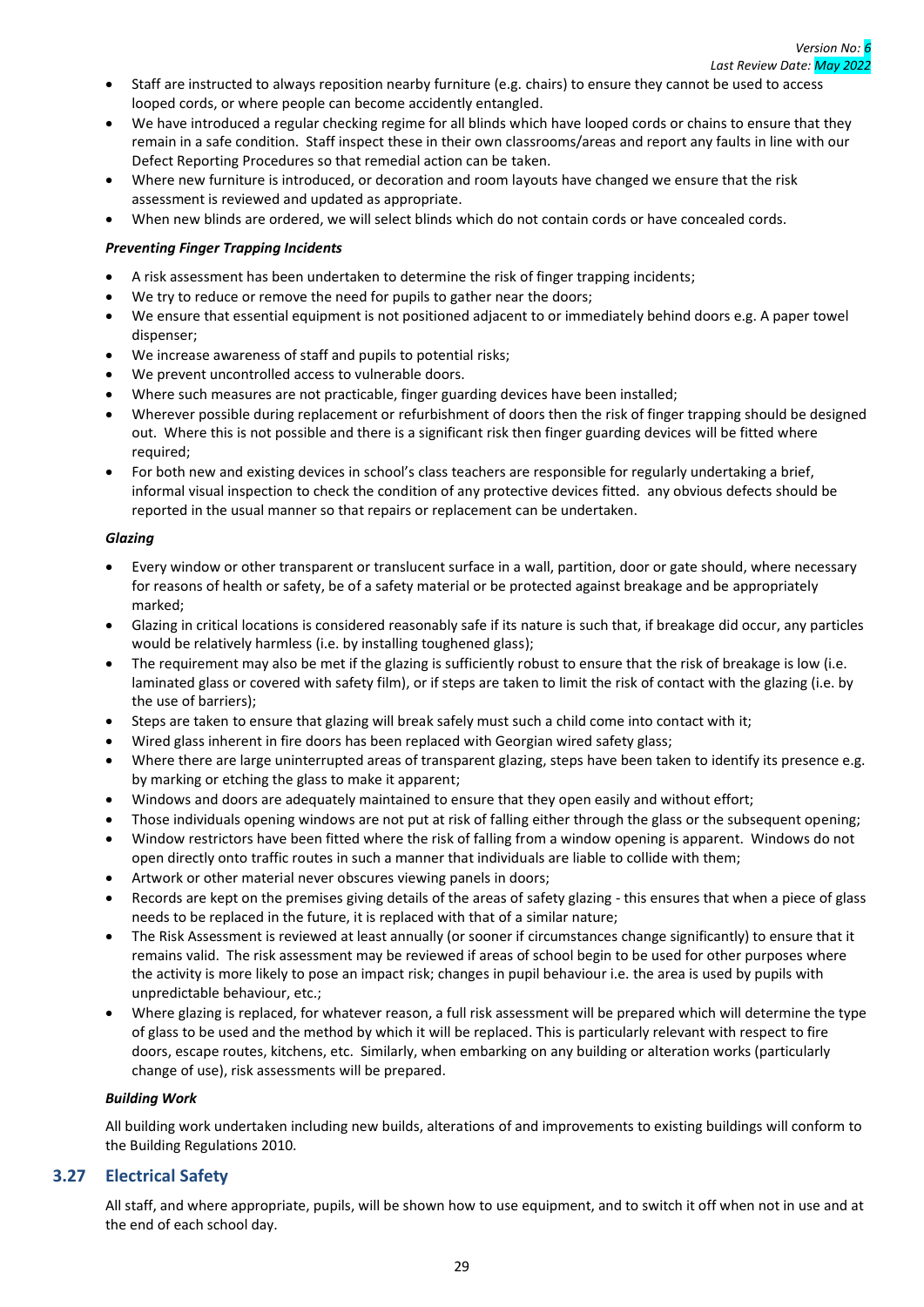- Staff are instructed to always reposition nearby furniture (e.g. chairs) to ensure they cannot be used to access looped cords, or where people can become accidently entangled.
- We have introduced a regular checking regime for all blinds which have looped cords or chains to ensure that they remain in a safe condition. Staff inspect these in their own classrooms/areas and report any faults in line with our Defect Reporting Procedures so that remedial action can be taken.
- Where new furniture is introduced, or decoration and room layouts have changed we ensure that the risk assessment is reviewed and updated as appropriate.
- When new blinds are ordered, we will select blinds which do not contain cords or have concealed cords.

***Preventing Finger Trapping Incidents***

- A risk assessment has been undertaken to determine the risk of finger trapping incidents;
- We try to reduce or remove the need for pupils to gather near the doors;
- We ensure that essential equipment is not positioned adjacent to or immediately behind doors e.g. A paper towel dispenser;
- We increase awareness of staff and pupils to potential risks;
- We prevent uncontrolled access to vulnerable doors.
- Where such measures are not practicable, finger guarding devices have been installed;
- Wherever possible during replacement or refurbishment of doors then the risk of finger trapping should be designed out. Where this is not possible and there is a significant risk then finger guarding devices will be fitted where required;
- For both new and existing devices in school's class teachers are responsible for regularly undertaking a brief, informal visual inspection to check the condition of any protective devices fitted. any obvious defects should be reported in the usual manner so that repairs or replacement can be undertaken.

***Glazing***

- Every window or other transparent or translucent surface in a wall, partition, door or gate should, where necessary for reasons of health or safety, be of a safety material or be protected against breakage and be appropriately marked;
- Glazing in critical locations is considered reasonably safe if its nature is such that, if breakage did occur, any particles would be relatively harmless (i.e. by installing toughened glass);
- The requirement may also be met if the glazing is sufficiently robust to ensure that the risk of breakage is low (i.e. laminated glass or covered with safety film), or if steps are taken to limit the risk of contact with the glazing (i.e. by the use of barriers);
- Steps are taken to ensure that glazing will break safely must such a child come into contact with it;
- Wired glass inherent in fire doors has been replaced with Georgian wired safety glass;
- Where there are large uninterrupted areas of transparent glazing, steps have been taken to identify its presence e.g. by marking or etching the glass to make it apparent;
- Windows and doors are adequately maintained to ensure that they open easily and without effort;
- Those individuals opening windows are not put at risk of falling either through the glass or the subsequent opening;
- Window restrictors have been fitted where the risk of falling from a window opening is apparent. Windows do not open directly onto traffic routes in such a manner that individuals are liable to collide with them;
- Artwork or other material never obscures viewing panels in doors;
- Records are kept on the premises giving details of the areas of safety glazing - this ensures that when a piece of glass needs to be replaced in the future, it is replaced with that of a similar nature;
- The Risk Assessment is reviewed at least annually (or sooner if circumstances change significantly) to ensure that it remains valid. The risk assessment may be reviewed if areas of school begin to be used for other purposes where the activity is more likely to pose an impact risk; changes in pupil behaviour i.e. the area is used by pupils with unpredictable behaviour, etc.;
- Where glazing is replaced, for whatever reason, a full risk assessment will be prepared which will determine the type of glass to be used and the method by which it will be replaced. This is particularly relevant with respect to fire doors, escape routes, kitchens, etc. Similarly, when embarking on any building or alteration works (particularly change of use), risk assessments will be prepared.

***Building Work***

All building work undertaken including new builds, alterations of and improvements to existing buildings will conform to the Building Regulations 2010.

## 3.27 Electrical Safety

All staff, and where appropriate, pupils, will be shown how to use equipment, and to switch it off when not in use and at the end of each school day.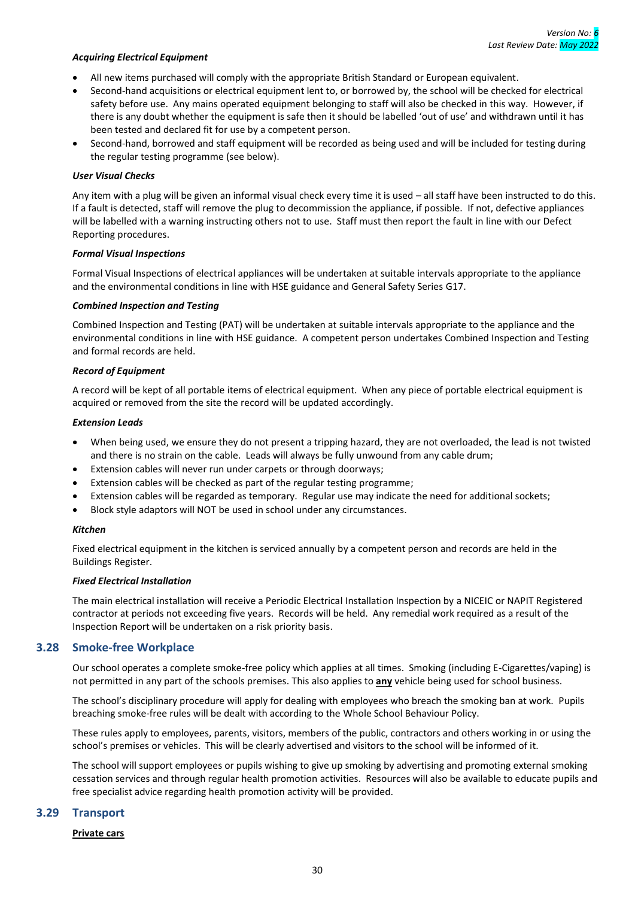#### *Acquiring Electrical Equipment*

- All new items purchased will comply with the appropriate British Standard or European equivalent.
- Second-hand acquisitions or electrical equipment lent to, or borrowed by, the school will be checked for electrical safety before use. Any mains operated equipment belonging to staff will also be checked in this way. However, if there is any doubt whether the equipment is safe then it should be labelled 'out of use' and withdrawn until it has been tested and declared fit for use by a competent person.
- Second-hand, borrowed and staff equipment will be recorded as being used and will be included for testing during the regular testing programme (see below).

#### *User Visual Checks*

Any item with a plug will be given an informal visual check every time it is used – all staff have been instructed to do this. If a fault is detected, staff will remove the plug to decommission the appliance, if possible. If not, defective appliances will be labelled with a warning instructing others not to use. Staff must then report the fault in line with our Defect Reporting procedures.

#### *Formal Visual Inspections*

Formal Visual Inspections of electrical appliances will be undertaken at suitable intervals appropriate to the appliance and the environmental conditions in line with HSE guidance and General Safety Series G17.

#### *Combined Inspection and Testing*

Combined Inspection and Testing (PAT) will be undertaken at suitable intervals appropriate to the appliance and the environmental conditions in line with HSE guidance. A competent person undertakes Combined Inspection and Testing and formal records are held.

#### *Record of Equipment*

A record will be kept of all portable items of electrical equipment. When any piece of portable electrical equipment is acquired or removed from the site the record will be updated accordingly.

#### *Extension Leads*

- When being used, we ensure they do not present a tripping hazard, they are not overloaded, the lead is not twisted and there is no strain on the cable. Leads will always be fully unwound from any cable drum;
- Extension cables will never run under carpets or through doorways;
- Extension cables will be checked as part of the regular testing programme;
- Extension cables will be regarded as temporary. Regular use may indicate the need for additional sockets;
- Block style adaptors will NOT be used in school under any circumstances.

#### *Kitchen*

Fixed electrical equipment in the kitchen is serviced annually by a competent person and records are held in the Buildings Register.

#### *Fixed Electrical Installation*

The main electrical installation will receive a Periodic Electrical Installation Inspection by a NICEIC or NAPIT Registered contractor at periods not exceeding five years. Records will be held. Any remedial work required as a result of the Inspection Report will be undertaken on a risk priority basis.

## 3.28 Smoke-free Workplace

Our school operates a complete smoke-free policy which applies at all times. Smoking (including E-Cigarettes/vaping) is not permitted in any part of the schools premises. This also applies to **any** vehicle being used for school business.

The school's disciplinary procedure will apply for dealing with employees who breach the smoking ban at work. Pupils breaching smoke-free rules will be dealt with according to the Whole School Behaviour Policy.

These rules apply to employees, parents, visitors, members of the public, contractors and others working in or using the school's premises or vehicles. This will be clearly advertised and visitors to the school will be informed of it.

The school will support employees or pupils wishing to give up smoking by advertising and promoting external smoking cessation services and through regular health promotion activities. Resources will also be available to educate pupils and free specialist advice regarding health promotion activity will be provided.

## 3.29 Transport

**Private cars**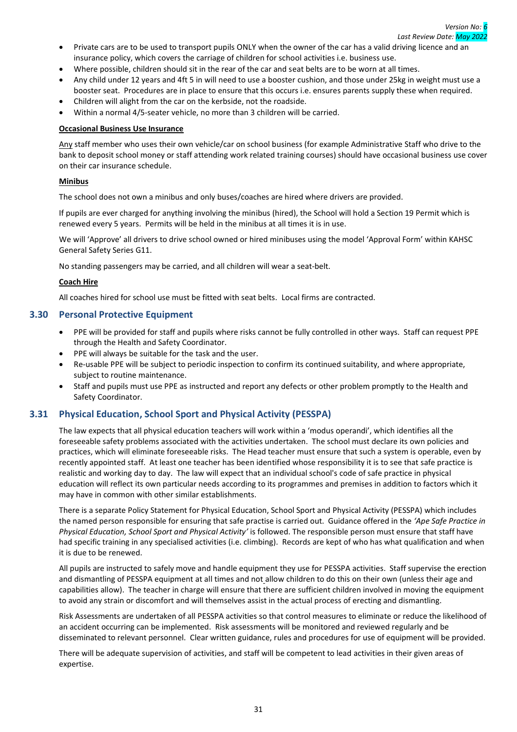- Private cars are to be used to transport pupils ONLY when the owner of the car has a valid driving licence and an insurance policy, which covers the carriage of children for school activities i.e. business use.
- Where possible, children should sit in the rear of the car and seat belts are to be worn at all times.
- Any child under 12 years and 4ft 5 in will need to use a booster cushion, and those under 25kg in weight must use a booster seat. Procedures are in place to ensure that this occurs i.e. ensures parents supply these when required.
- Children will alight from the car on the kerbside, not the roadside.
- Within a normal 4/5-seater vehicle, no more than 3 children will be carried.

**Occasional Business Use Insurance**

Any staff member who uses their own vehicle/car on school business (for example Administrative Staff who drive to the bank to deposit school money or staff attending work related training courses) should have occasional business use cover on their car insurance schedule.

**Minibus**

The school does not own a minibus and only buses/coaches are hired where drivers are provided.

If pupils are ever charged for anything involving the minibus (hired), the School will hold a Section 19 Permit which is renewed every 5 years. Permits will be held in the minibus at all times it is in use.

We will 'Approve' all drivers to drive school owned or hired minibuses using the model 'Approval Form' within KAHSC General Safety Series G11.

No standing passengers may be carried, and all children will wear a seat-belt.

**Coach Hire**

All coaches hired for school use must be fitted with seat belts. Local firms are contracted.

## 3.30 Personal Protective Equipment

- PPE will be provided for staff and pupils where risks cannot be fully controlled in other ways. Staff can request PPE through the Health and Safety Coordinator.
- PPE will always be suitable for the task and the user.
- Re-usable PPE will be subject to periodic inspection to confirm its continued suitability, and where appropriate, subject to routine maintenance.
- Staff and pupils must use PPE as instructed and report any defects or other problem promptly to the Health and Safety Coordinator.

## 3.31 Physical Education, School Sport and Physical Activity (PESSPA)

The law expects that all physical education teachers will work within a 'modus operandi', which identifies all the foreseeable safety problems associated with the activities undertaken. The school must declare its own policies and practices, which will eliminate foreseeable risks. The Head teacher must ensure that such a system is operable, even by recently appointed staff. At least one teacher has been identified whose responsibility it is to see that safe practice is realistic and working day to day. The law will expect that an individual school's code of safe practice in physical education will reflect its own particular needs according to its programmes and premises in addition to factors which it may have in common with other similar establishments.

There is a separate Policy Statement for Physical Education, School Sport and Physical Activity (PESSPA) which includes the named person responsible for ensuring that safe practise is carried out. Guidance offered in the *'Ape Safe Practice in Physical Education, School Sport and Physical Activity'* is followed. The responsible person must ensure that staff have had specific training in any specialised activities (i.e. climbing). Records are kept of who has what qualification and when it is due to be renewed.

All pupils are instructed to safely move and handle equipment they use for PESSPA activities. Staff supervise the erection and dismantling of PESSPA equipment at all times and not allow children to do this on their own (unless their age and capabilities allow). The teacher in charge will ensure that there are sufficient children involved in moving the equipment to avoid any strain or discomfort and will themselves assist in the actual process of erecting and dismantling.

Risk Assessments are undertaken of all PESSPA activities so that control measures to eliminate or reduce the likelihood of an accident occurring can be implemented. Risk assessments will be monitored and reviewed regularly and be disseminated to relevant personnel. Clear written guidance, rules and procedures for use of equipment will be provided.

There will be adequate supervision of activities, and staff will be competent to lead activities in their given areas of expertise.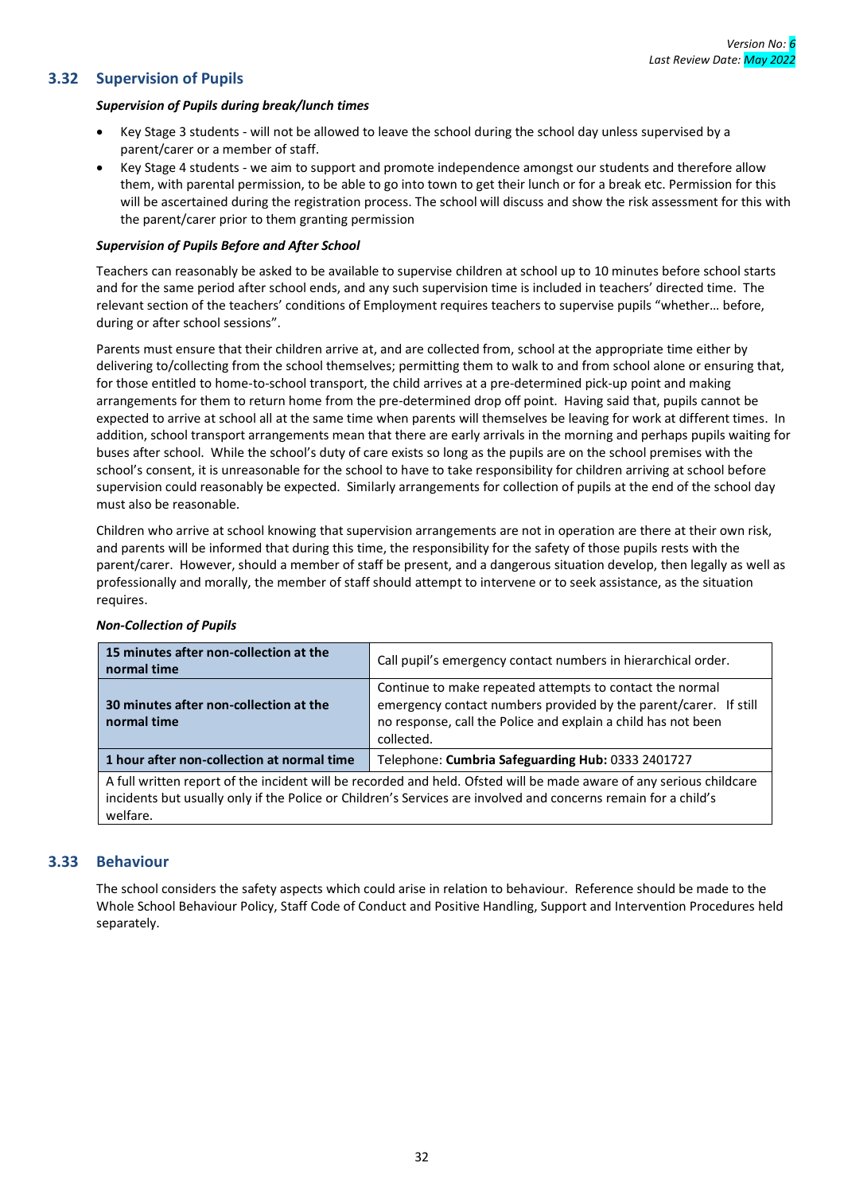## 3.32 Supervision of Pupils

***Supervision of Pupils during break/lunch times***

- Key Stage 3 students - will not be allowed to leave the school during the school day unless supervised by a parent/carer or a member of staff.
- Key Stage 4 students - we aim to support and promote independence amongst our students and therefore allow them, with parental permission, to be able to go into town to get their lunch or for a break etc. Permission for this will be ascertained during the registration process. The school will discuss and show the risk assessment for this with the parent/carer prior to them granting permission

***Supervision of Pupils Before and After School***

Teachers can reasonably be asked to be available to supervise children at school up to 10 minutes before school starts and for the same period after school ends, and any such supervision time is included in teachers' directed time. The relevant section of the teachers' conditions of Employment requires teachers to supervise pupils "whether… before, during or after school sessions".

Parents must ensure that their children arrive at, and are collected from, school at the appropriate time either by delivering to/collecting from the school themselves; permitting them to walk to and from school alone or ensuring that, for those entitled to home-to-school transport, the child arrives at a pre-determined pick-up point and making arrangements for them to return home from the pre-determined drop off point. Having said that, pupils cannot be expected to arrive at school all at the same time when parents will themselves be leaving for work at different times. In addition, school transport arrangements mean that there are early arrivals in the morning and perhaps pupils waiting for buses after school. While the school's duty of care exists so long as the pupils are on the school premises with the school's consent, it is unreasonable for the school to have to take responsibility for children arriving at school before supervision could reasonably be expected. Similarly arrangements for collection of pupils at the end of the school day must also be reasonable.

Children who arrive at school knowing that supervision arrangements are not in operation are there at their own risk, and parents will be informed that during this time, the responsibility for the safety of those pupils rests with the parent/carer. However, should a member of staff be present, and a dangerous situation develop, then legally as well as professionally and morally, the member of staff should attempt to intervene or to seek assistance, as the situation requires.

***Non-Collection of Pupils***

| **15 minutes after non-collection at the normal time** | Call pupil's emergency contact numbers in hierarchical order. |
|---|---|
| **30 minutes after non-collection at the normal time** | Continue to make repeated attempts to contact the normal emergency contact numbers provided by the parent/carer. If still no response, call the Police and explain a child has not been collected. |
| **1 hour after non-collection at normal time** | Telephone: **Cumbria Safeguarding Hub:** 0333 2401727 |
| A full written report of the incident will be recorded and held. Ofsted will be made aware of any serious childcare incidents but usually only if the Police or Children's Services are involved and concerns remain for a child's welfare. | |

## 3.33 Behaviour

The school considers the safety aspects which could arise in relation to behaviour. Reference should be made to the Whole School Behaviour Policy, Staff Code of Conduct and Positive Handling, Support and Intervention Procedures held separately.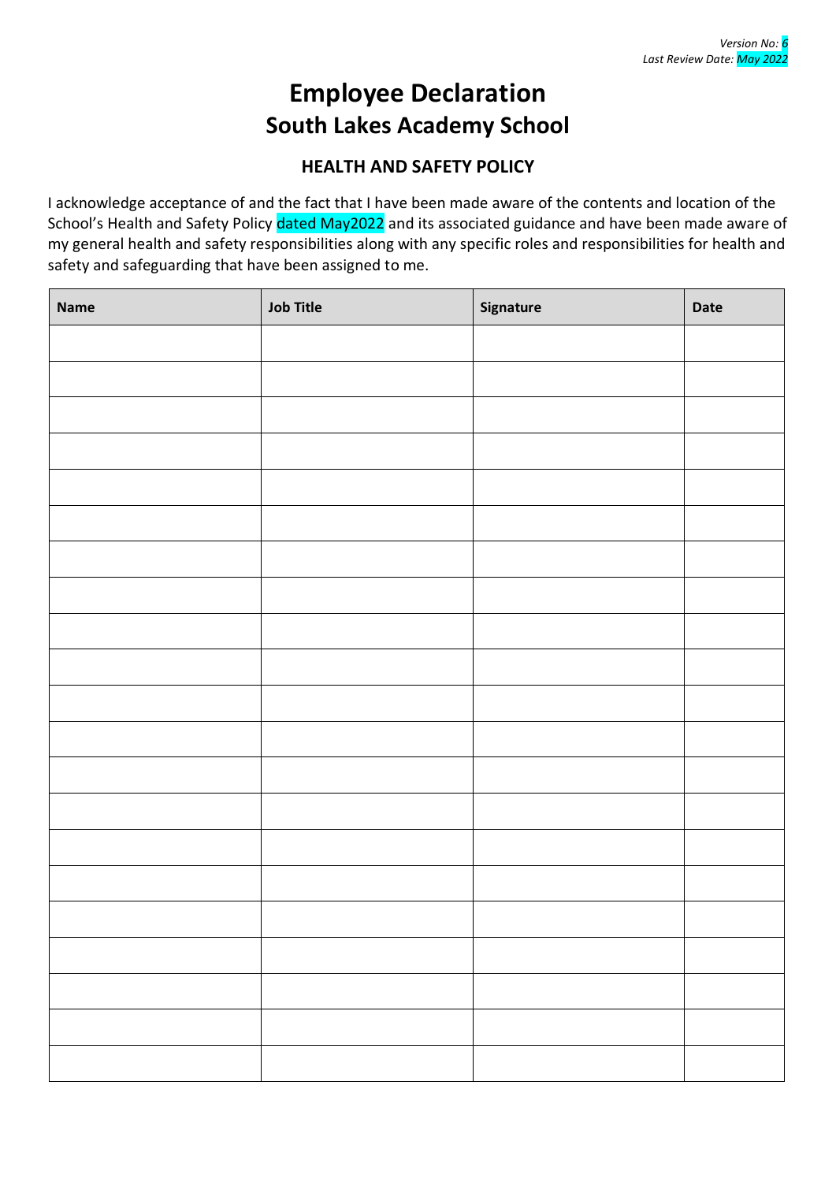*Version No: 6*
*Last Review Date: May 2022*

# Employee Declaration
## South Lakes Academy School

### HEALTH AND SAFETY POLICY

I acknowledge acceptance of and the fact that I have been made aware of the contents and location of the School's Health and Safety Policy dated May2022 and its associated guidance and have been made aware of my general health and safety responsibilities along with any specific roles and responsibilities for health and safety and safeguarding that have been assigned to me.

| Name | Job Title | Signature | Date |
|---|---|---|---|
| | | | |
| | | | |
| | | | |
| | | | |
| | | | |
| | | | |
| | | | |
| | | | |
| | | | |
| | | | |
| | | | |
| | | | |
| | | | |
| | | | |
| | | | |
| | | | |
| | | | |
| | | | |
| | | | |
| | | | |
| | | | |